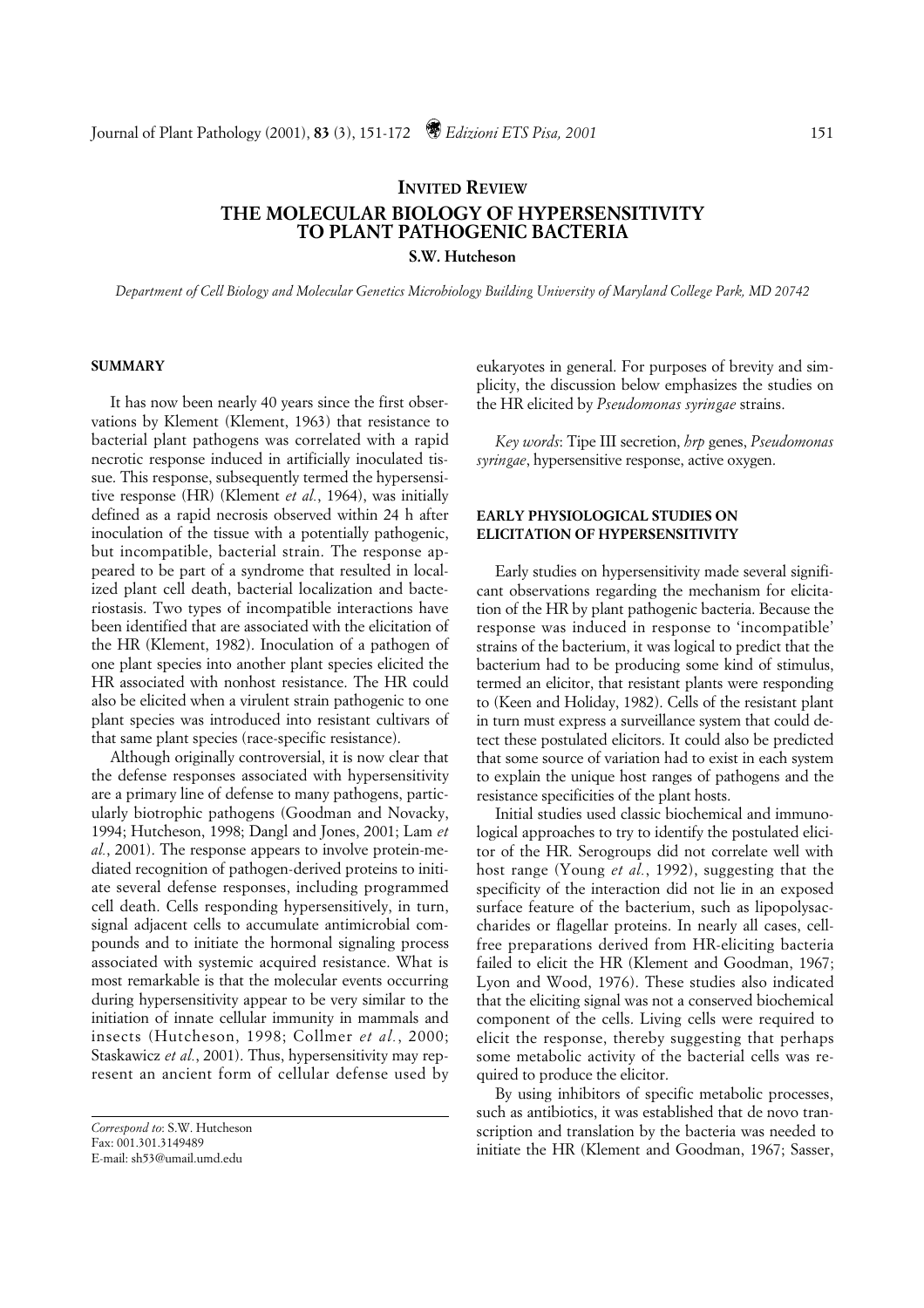**INVITED REVIEW**

# THE MOLECULAR BIOLOGY OF HYPERSENSITIVITY TO PLANT PATHOGENIC BACTERIA

**S.W. Hutcheson**

*Department of Cell Biology and Molecular Genetics Microbiology Building University of Maryland College Park, MD 20742*

## SUMMARY

It has now been nearly 40 years since the first observations by Klement (Klement, 1963) that resistance to bacterial plant pathogens was correlated with a rapid necrotic response induced in artificially inoculated tissue. This response, subsequently termed the hypersensitive response (HR) (Klement *et al.*, 1964), was initially defined as a rapid necrosis observed within 24 h after inoculation of the tissue with a potentially pathogenic, but incompatible, bacterial strain. The response appeared to be part of a syndrome that resulted in localized plant cell death, bacterial localization and bacteriostasis. Two types of incompatible interactions have been identified that are associated with the elicitation of the HR (Klement, 1982). Inoculation of a pathogen of one plant species into another plant species elicited the HR associated with nonhost resistance. The HR could also be elicited when a virulent strain pathogenic to one plant species was introduced into resistant cultivars of that same plant species (race-specific resistance).

Although originally controversial, it is now clear that the defense responses associated with hypersensitivity are a primary line of defense to many pathogens, particularly biotrophic pathogens (Goodman and Novacky, 1994; Hutcheson, 1998; Dangl and Jones, 2001; Lam *et al.*, 2001). The response appears to involve protein-mediated recognition of pathogen-derived proteins to initiate several defense responses, including programmed cell death. Cells responding hypersensitively, in turn, signal adjacent cells to accumulate antimicrobial compounds and to initiate the hormonal signaling process associated with systemic acquired resistance. What is most remarkable is that the molecular events occurring during hypersensitivity appear to be very similar to the initiation of innate cellular immunity in mammals and insects (Hutcheson, 1998; Collmer *et al.*, 2000; Staskawicz *et al.*, 2001). Thus, hypersensitivity may represent an ancient form of cellular defense used by eukaryotes in general. For purposes of brevity and simplicity, the discussion below emphasizes the studies on the HR elicited by *Pseudomonas syringae* strains.

*Key words*: Tipe III secretion, *hrp* genes, *Pseudomonas syringae*, hypersensitive response, active oxygen.

*Correspond to*: S.W. Hutcheson
Fax: 001.301.3149489
E-mail: sh53@umail.umd.edu

## EARLY PHYSIOLOGICAL STUDIES ON ELICITATION OF HYPERSENSITIVITY

Early studies on hypersensitivity made several significant observations regarding the mechanism for elicitation of the HR by plant pathogenic bacteria. Because the response was induced in response to 'incompatible' strains of the bacterium, it was logical to predict that the bacterium had to be producing some kind of stimulus, termed an elicitor, that resistant plants were responding to (Keen and Holiday, 1982). Cells of the resistant plant in turn must express a surveillance system that could detect these postulated elicitors. It could also be predicted that some source of variation had to exist in each system to explain the unique host ranges of pathogens and the resistance specificities of the plant hosts.

Initial studies used classic biochemical and immunological approaches to try to identify the postulated elicitor of the HR. Serogroups did not correlate well with host range (Young *et al.*, 1992), suggesting that the specificity of the interaction did not lie in an exposed surface feature of the bacterium, such as lipopolysaccharides or flagellar proteins. In nearly all cases, cell-free preparations derived from HR-eliciting bacteria failed to elicit the HR (Klement and Goodman, 1967; Lyon and Wood, 1976). These studies also indicated that the eliciting signal was not a conserved biochemical component of the cells. Living cells were required to elicit the response, thereby suggesting that perhaps some metabolic activity of the bacterial cells was required to produce the elicitor.

By using inhibitors of specific metabolic processes, such as antibiotics, it was established that de novo transcription and translation by the bacteria was needed to initiate the HR (Klement and Goodman, 1967; Sasser,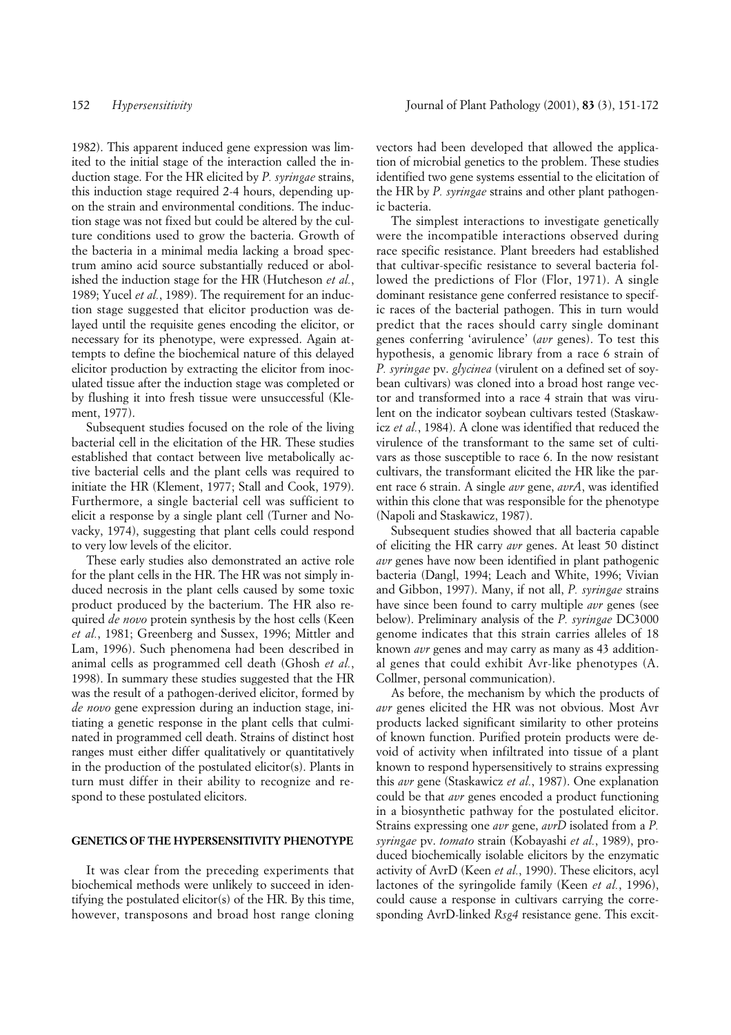1982). This apparent induced gene expression was limited to the initial stage of the interaction called the induction stage. For the HR elicited by *P. syringae* strains, this induction stage required 2-4 hours, depending upon the strain and environmental conditions. The induction stage was not fixed but could be altered by the culture conditions used to grow the bacteria. Growth of the bacteria in a minimal media lacking a broad spectrum amino acid source substantially reduced or abolished the induction stage for the HR (Hutcheson *et al.*, 1989; Yucel *et al.*, 1989). The requirement for an induction stage suggested that elicitor production was delayed until the requisite genes encoding the elicitor, or necessary for its phenotype, were expressed. Again attempts to define the biochemical nature of this delayed elicitor production by extracting the elicitor from inoculated tissue after the induction stage was completed or by flushing it into fresh tissue were unsuccessful (Klement, 1977).

Subsequent studies focused on the role of the living bacterial cell in the elicitation of the HR. These studies established that contact between live metabolically active bacterial cells and the plant cells was required to initiate the HR (Klement, 1977; Stall and Cook, 1979). Furthermore, a single bacterial cell was sufficient to elicit a response by a single plant cell (Turner and Novacky, 1974), suggesting that plant cells could respond to very low levels of the elicitor.

These early studies also demonstrated an active role for the plant cells in the HR. The HR was not simply induced necrosis in the plant cells caused by some toxic product produced by the bacterium. The HR also required *de novo* protein synthesis by the host cells (Keen *et al.*, 1981; Greenberg and Sussex, 1996; Mittler and Lam, 1996). Such phenomena had been described in animal cells as programmed cell death (Ghosh *et al.*, 1998). In summary these studies suggested that the HR was the result of a pathogen-derived elicitor, formed by *de novo* gene expression during an induction stage, initiating a genetic response in the plant cells that culminated in programmed cell death. Strains of distinct host ranges must either differ qualitatively or quantitatively in the production of the postulated elicitor(s). Plants in turn must differ in their ability to recognize and respond to these postulated elicitors.

## GENETICS OF THE HYPERSENSITIVITY PHENOTYPE

It was clear from the preceding experiments that biochemical methods were unlikely to succeed in identifying the postulated elicitor(s) of the HR. By this time, however, transposons and broad host range cloning vectors had been developed that allowed the application of microbial genetics to the problem. These studies identified two gene systems essential to the elicitation of the HR by *P. syringae* strains and other plant pathogenic bacteria.

The simplest interactions to investigate genetically were the incompatible interactions observed during race specific resistance. Plant breeders had established that cultivar-specific resistance to several bacteria followed the predictions of Flor (Flor, 1971). A single dominant resistance gene conferred resistance to specific races of the bacterial pathogen. This in turn would predict that the races should carry single dominant genes conferring 'avirulence' (*avr* genes). To test this hypothesis, a genomic library from a race 6 strain of *P. syringae* pv. *glycinea* (virulent on a defined set of soybean cultivars) was cloned into a broad host range vector and transformed into a race 4 strain that was virulent on the indicator soybean cultivars tested (Staskawicz *et al.*, 1984). A clone was identified that reduced the virulence of the transformant to the same set of cultivars as those susceptible to race 6. In the now resistant cultivars, the transformant elicited the HR like the parent race 6 strain. A single *avr* gene, *avrA*, was identified within this clone that was responsible for the phenotype (Napoli and Staskawicz, 1987).

Subsequent studies showed that all bacteria capable of eliciting the HR carry *avr* genes. At least 50 distinct *avr* genes have now been identified in plant pathogenic bacteria (Dangl, 1994; Leach and White, 1996; Vivian and Gibbon, 1997). Many, if not all, *P. syringae* strains have since been found to carry multiple *avr* genes (see below). Preliminary analysis of the *P. syringae* DC3000 genome indicates that this strain carries alleles of 18 known *avr* genes and may carry as many as 43 additional genes that could exhibit Avr-like phenotypes (A. Collmer, personal communication).

As before, the mechanism by which the products of *avr* genes elicited the HR was not obvious. Most Avr products lacked significant similarity to other proteins of known function. Purified protein products were devoid of activity when infiltrated into tissue of a plant known to respond hypersensitively to strains expressing this *avr* gene (Staskawicz *et al.*, 1987). One explanation could be that *avr* genes encoded a product functioning in a biosynthetic pathway for the postulated elicitor. Strains expressing one *avr* gene, *avrD* isolated from a *P. syringae* pv. *tomato* strain (Kobayashi *et al.*, 1989), produced biochemically isolable elicitors by the enzymatic activity of AvrD (Keen *et al.*, 1990). These elicitors, acyl lactones of the syringolide family (Keen *et al.*, 1996), could cause a response in cultivars carrying the corresponding AvrD-linked *Rsg4* resistance gene. This excit-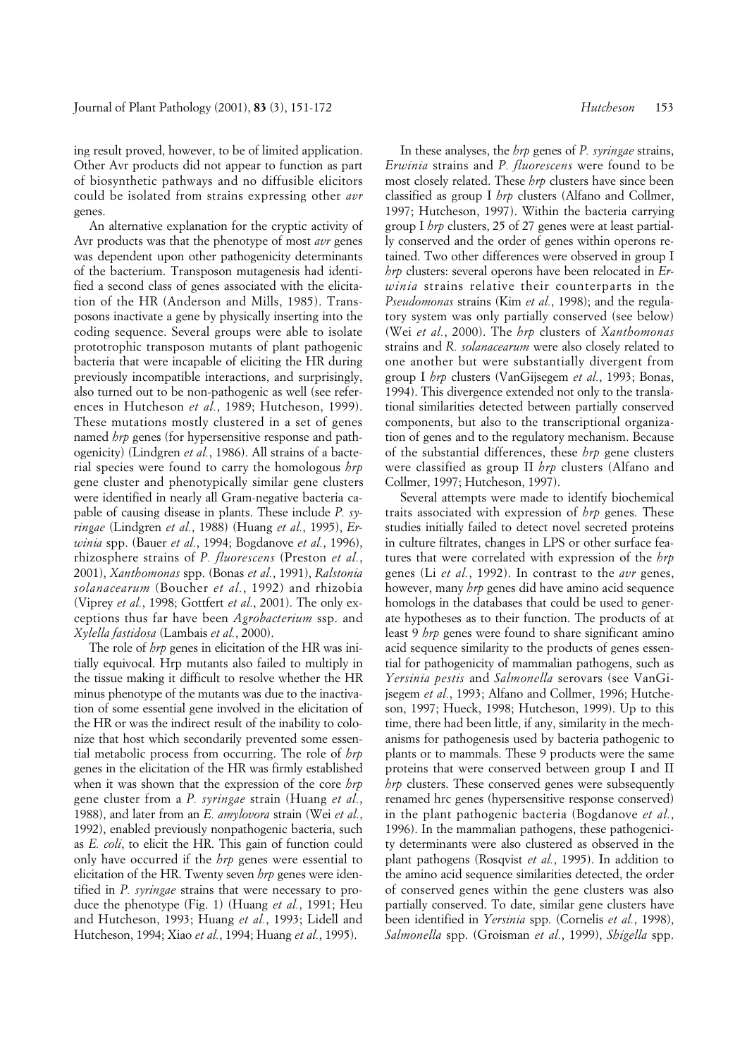ing result proved, however, to be of limited application. Other Avr products did not appear to function as part of biosynthetic pathways and no diffusible elicitors could be isolated from strains expressing other *avr* genes.

An alternative explanation for the cryptic activity of Avr products was that the phenotype of most *avr* genes was dependent upon other pathogenicity determinants of the bacterium. Transposon mutagenesis had identified a second class of genes associated with the elicitation of the HR (Anderson and Mills, 1985). Transposons inactivate a gene by physically inserting into the coding sequence. Several groups were able to isolate prototrophic transposon mutants of plant pathogenic bacteria that were incapable of eliciting the HR during previously incompatible interactions, and surprisingly, also turned out to be non-pathogenic as well (see references in Hutcheson *et al.*, 1989; Hutcheson, 1999). These mutations mostly clustered in a set of genes named *hrp* genes (for hypersensitive response and pathogenicity) (Lindgren *et al.*, 1986). All strains of a bacterial species were found to carry the homologous *hrp* gene cluster and phenotypically similar gene clusters were identified in nearly all Gram-negative bacteria capable of causing disease in plants. These include *P. syringae* (Lindgren *et al.*, 1988) (Huang *et al.*, 1995), *Erwinia* spp. (Bauer *et al.*, 1994; Bogdanove *et al.*, 1996), rhizosphere strains of *P. fluorescens* (Preston *et al.*, 2001), *Xanthomonas* spp. (Bonas *et al.*, 1991), *Ralstonia solanacearum* (Boucher *et al.*, 1992) and rhizobia (Viprey *et al.*, 1998; Gottfert *et al.*, 2001). The only exceptions thus far have been *Agrobacterium* ssp. and *Xylella fastidosa* (Lambais *et al.*, 2000).

The role of *hrp* genes in elicitation of the HR was initially equivocal. Hrp mutants also failed to multiply in the tissue making it difficult to resolve whether the HR minus phenotype of the mutants was due to the inactivation of some essential gene involved in the elicitation of the HR or was the indirect result of the inability to colonize that host which secondarily prevented some essential metabolic process from occurring. The role of *hrp* genes in the elicitation of the HR was firmly established when it was shown that the expression of the core *hrp* gene cluster from a *P. syringae* strain (Huang *et al.*, 1988), and later from an *E. amylovora* strain (Wei *et al.*, 1992), enabled previously nonpathogenic bacteria, such as *E. coli*, to elicit the HR. This gain of function could only have occurred if the *hrp* genes were essential to elicitation of the HR. Twenty seven *hrp* genes were identified in *P. syringae* strains that were necessary to produce the phenotype (Fig. 1) (Huang *et al.*, 1991; Heu and Hutcheson, 1993; Huang *et al.*, 1993; Lidell and Hutcheson, 1994; Xiao *et al.*, 1994; Huang *et al.*, 1995).

In these analyses, the *hrp* genes of *P. syringae* strains, *Erwinia* strains and *P. fluorescens* were found to be most closely related. These *hrp* clusters have since been classified as group I *hrp* clusters (Alfano and Collmer, 1997; Hutcheson, 1997). Within the bacteria carrying group I *hrp* clusters, 25 of 27 genes were at least partially conserved and the order of genes within operons retained. Two other differences were observed in group I *hrp* clusters: several operons have been relocated in *Erwinia* strains relative their counterparts in the *Pseudomonas* strains (Kim *et al.*, 1998); and the regulatory system was only partially conserved (see below) (Wei *et al.*, 2000). The *hrp* clusters of *Xanthomonas* strains and *R. solanacearum* were also closely related to one another but were substantially divergent from group I *hrp* clusters (VanGijsegem *et al.*, 1993; Bonas, 1994). This divergence extended not only to the translational similarities detected between partially conserved components, but also to the transcriptional organization of genes and to the regulatory mechanism. Because of the substantial differences, these *hrp* gene clusters were classified as group II *hrp* clusters (Alfano and Collmer, 1997; Hutcheson, 1997).

Several attempts were made to identify biochemical traits associated with expression of *hrp* genes. These studies initially failed to detect novel secreted proteins in culture filtrates, changes in LPS or other surface features that were correlated with expression of the *hrp* genes (Li *et al.*, 1992). In contrast to the *avr* genes, however, many *hrp* genes did have amino acid sequence homologs in the databases that could be used to generate hypotheses as to their function. The products of at least 9 *hrp* genes were found to share significant amino acid sequence similarity to the products of genes essential for pathogenicity of mammalian pathogens, such as *Yersinia pestis* and *Salmonella* serovars (see VanGijsegem *et al.*, 1993; Alfano and Collmer, 1996; Hutcheson, 1997; Hueck, 1998; Hutcheson, 1999). Up to this time, there had been little, if any, similarity in the mechanisms for pathogenesis used by bacteria pathogenic to plants or to mammals. These 9 products were the same proteins that were conserved between group I and II *hrp* clusters. These conserved genes were subsequently renamed hrc genes (hypersensitive response conserved) in the plant pathogenic bacteria (Bogdanove *et al.*, 1996). In the mammalian pathogens, these pathogenicity determinants were also clustered as observed in the plant pathogens (Rosqvist *et al.*, 1995). In addition to the amino acid sequence similarities detected, the order of conserved genes within the gene clusters was also partially conserved. To date, similar gene clusters have been identified in *Yersinia* spp. (Cornelis *et al.*, 1998), *Salmonella* spp. (Groisman *et al.*, 1999), *Shigella* spp.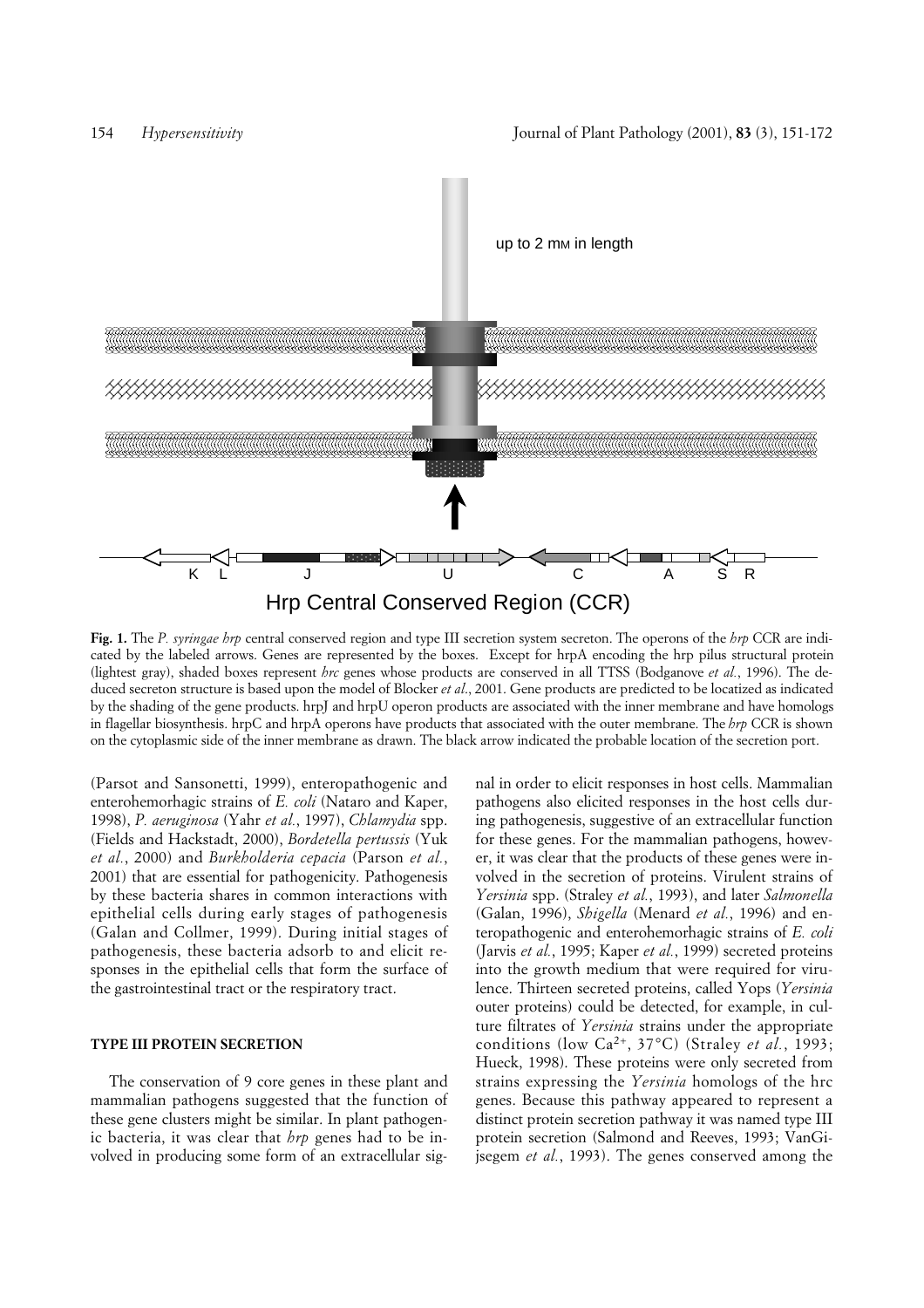up to 2 mM in length

K L J U C A S R

Hrp Central Conserved Region (CCR)

**Fig. 1.** The *P. syringae hrp* central conserved region and type III secretion system secreton. The operons of the *hrp* CCR are indicated by the labeled arrows. Genes are represented by the boxes. Except for hrpA encoding the hrp pilus structural protein (lightest gray), shaded boxes represent *hrc* genes whose products are conserved in all TTSS (Bodganove *et al.*, 1996). The deduced secreton structure is based upon the model of Blocker *et al*., 2001. Gene products are predicted to be locatized as indicated by the shading of the gene products. hrpJ and hrpU operon products are associated with the inner membrane and have homologs in flagellar biosynthesis. hrpC and hrpA operons have products that associated with the outer membrane. The *hrp* CCR is shown on the cytoplasmic side of the inner membrane as drawn. The black arrow indicated the probable location of the secretion port.

(Parsot and Sansonetti, 1999), enteropathogenic and enterohemorhagic strains of *E. coli* (Nataro and Kaper, 1998), *P. aeruginosa* (Yahr *et al.*, 1997), *Chlamydia* spp. (Fields and Hackstadt, 2000), *Bordetella pertussis* (Yuk *et al.*, 2000) and *Burkholderia cepacia* (Parson *et al.*, 2001) that are essential for pathogenicity. Pathogenesis by these bacteria shares in common interactions with epithelial cells during early stages of pathogenesis (Galan and Collmer, 1999). During initial stages of pathogenesis, these bacteria adsorb to and elicit responses in the epithelial cells that form the surface of the gastrointestinal tract or the respiratory tract.

## TYPE III PROTEIN SECRETION

The conservation of 9 core genes in these plant and mammalian pathogens suggested that the function of these gene clusters might be similar. In plant pathogenic bacteria, it was clear that *hrp* genes had to be involved in producing some form of an extracellular signal in order to elicit responses in host cells. Mammalian pathogens also elicited responses in the host cells during pathogenesis, suggestive of an extracellular function for these genes. For the mammalian pathogens, however, it was clear that the products of these genes were involved in the secretion of proteins. Virulent strains of *Yersinia* spp. (Straley *et al.*, 1993), and later *Salmonella* (Galan, 1996), *Shigella* (Menard *et al.*, 1996) and enteropathogenic and enterohemorhagic strains of *E. coli* (Jarvis *et al.*, 1995; Kaper *et al.*, 1999) secreted proteins into the growth medium that were required for virulence. Thirteen secreted proteins, called Yops (*Yersinia* outer proteins) could be detected, for example, in culture filtrates of *Yersinia* strains under the appropriate conditions (low $Ca^{2+}$, 37°C) (Straley *et al.*, 1993; Hueck, 1998). These proteins were only secreted from strains expressing the *Yersinia* homologs of the hrc genes. Because this pathway appeared to represent a distinct protein secretion pathway it was named type III protein secretion (Salmond and Reeves, 1993; VanGijsegem *et al.*, 1993). The genes conserved among the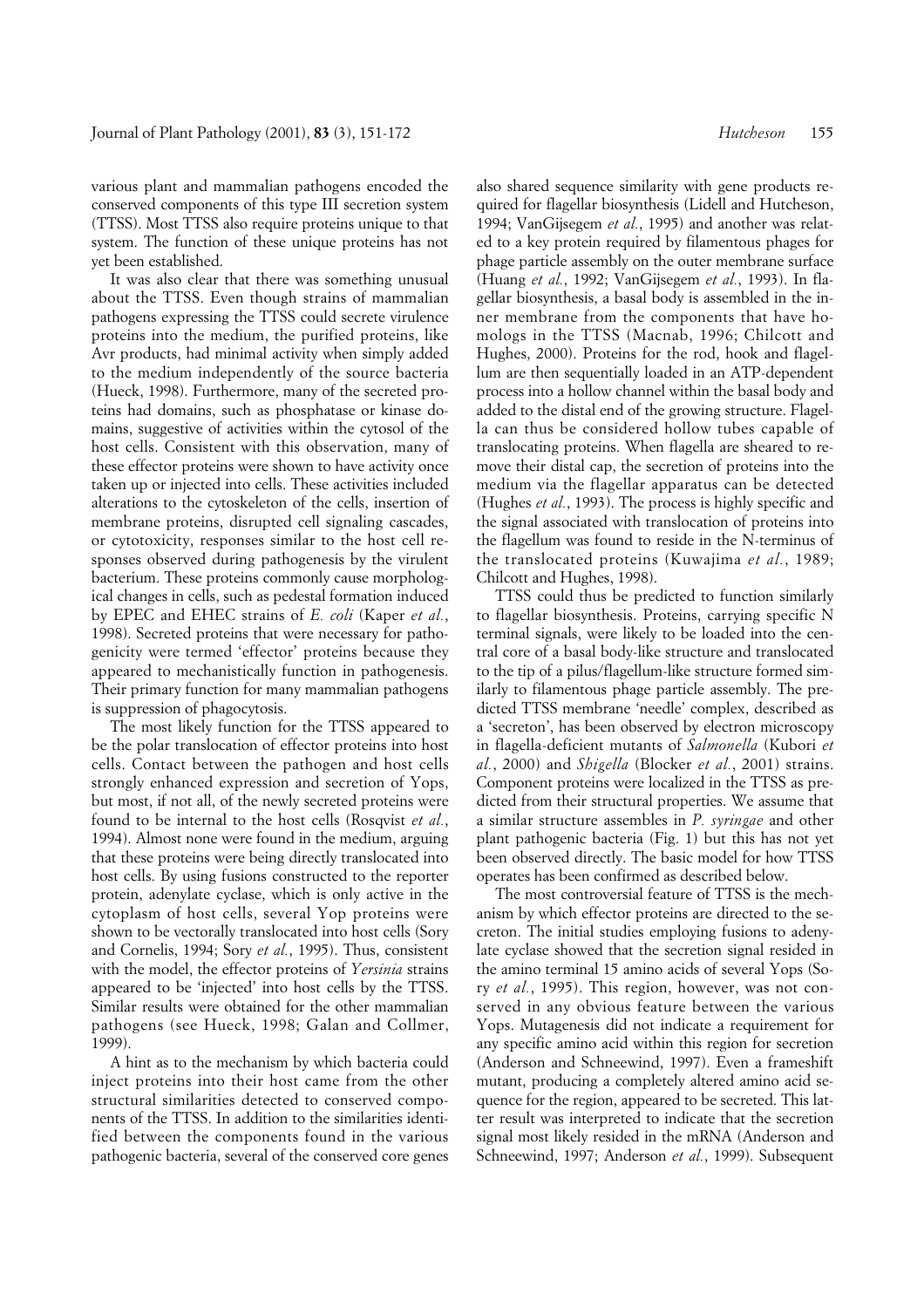various plant and mammalian pathogens encoded the conserved components of this type III secretion system (TTSS). Most TTSS also require proteins unique to that system. The function of these unique proteins has not yet been established.

It was also clear that there was something unusual about the TTSS. Even though strains of mammalian pathogens expressing the TTSS could secrete virulence proteins into the medium, the purified proteins, like Avr products, had minimal activity when simply added to the medium independently of the source bacteria (Hueck, 1998). Furthermore, many of the secreted proteins had domains, such as phosphatase or kinase domains, suggestive of activities within the cytosol of the host cells. Consistent with this observation, many of these effector proteins were shown to have activity once taken up or injected into cells. These activities included alterations to the cytoskeleton of the cells, insertion of membrane proteins, disrupted cell signaling cascades, or cytotoxicity, responses similar to the host cell responses observed during pathogenesis by the virulent bacterium. These proteins commonly cause morphological changes in cells, such as pedestal formation induced by EPEC and EHEC strains of *E. coli* (Kaper *et al.*, 1998). Secreted proteins that were necessary for pathogenicity were termed 'effector' proteins because they appeared to mechanistically function in pathogenesis. Their primary function for many mammalian pathogens is suppression of phagocytosis.

The most likely function for the TTSS appeared to be the polar translocation of effector proteins into host cells. Contact between the pathogen and host cells strongly enhanced expression and secretion of Yops, but most, if not all, of the newly secreted proteins were found to be internal to the host cells (Rosqvist *et al.*, 1994). Almost none were found in the medium, arguing that these proteins were being directly translocated into host cells. By using fusions constructed to the reporter protein, adenylate cyclase, which is only active in the cytoplasm of host cells, several Yop proteins were shown to be vectorally translocated into host cells (Sory and Cornelis, 1994; Sory *et al.*, 1995). Thus, consistent with the model, the effector proteins of *Yersinia* strains appeared to be 'injected' into host cells by the TTSS. Similar results were obtained for the other mammalian pathogens (see Hueck, 1998; Galan and Collmer, 1999).

A hint as to the mechanism by which bacteria could inject proteins into their host came from the other structural similarities detected to conserved components of the TTSS. In addition to the similarities identified between the components found in the various pathogenic bacteria, several of the conserved core genes also shared sequence similarity with gene products required for flagellar biosynthesis (Lidell and Hutcheson, 1994; VanGijsegem *et al.*, 1995) and another was related to a key protein required by filamentous phages for phage particle assembly on the outer membrane surface (Huang *et al.*, 1992; VanGijsegem *et al.*, 1993). In flagellar biosynthesis, a basal body is assembled in the inner membrane from the components that have homologs in the TTSS (Macnab, 1996; Chilcott and Hughes, 2000). Proteins for the rod, hook and flagellum are then sequentially loaded in an ATP-dependent process into a hollow channel within the basal body and added to the distal end of the growing structure. Flagella can thus be considered hollow tubes capable of translocating proteins. When flagella are sheared to remove their distal cap, the secretion of proteins into the medium via the flagellar apparatus can be detected (Hughes *et al.*, 1993). The process is highly specific and the signal associated with translocation of proteins into the flagellum was found to reside in the N-terminus of the translocated proteins (Kuwajima *et al.*, 1989; Chilcott and Hughes, 1998).

TTSS could thus be predicted to function similarly to flagellar biosynthesis. Proteins, carrying specific N terminal signals, were likely to be loaded into the central core of a basal body-like structure and translocated to the tip of a pilus/flagellum-like structure formed similarly to filamentous phage particle assembly. The predicted TTSS membrane 'needle' complex, described as a 'secreton', has been observed by electron microscopy in flagella-deficient mutants of *Salmonella* (Kubori *et al.*, 2000) and *Shigella* (Blocker *et al.*, 2001) strains. Component proteins were localized in the TTSS as predicted from their structural properties. We assume that a similar structure assembles in *P. syringae* and other plant pathogenic bacteria (Fig. 1) but this has not yet been observed directly. The basic model for how TTSS operates has been confirmed as described below.

The most controversial feature of TTSS is the mechanism by which effector proteins are directed to the secreton. The initial studies employing fusions to adenylate cyclase showed that the secretion signal resided in the amino terminal 15 amino acids of several Yops (Sory *et al.*, 1995). This region, however, was not conserved in any obvious feature between the various Yops. Mutagenesis did not indicate a requirement for any specific amino acid within this region for secretion (Anderson and Schneewind, 1997). Even a frameshift mutant, producing a completely altered amino acid sequence for the region, appeared to be secreted. This latter result was interpreted to indicate that the secretion signal most likely resided in the mRNA (Anderson and Schneewind, 1997; Anderson *et al.*, 1999). Subsequent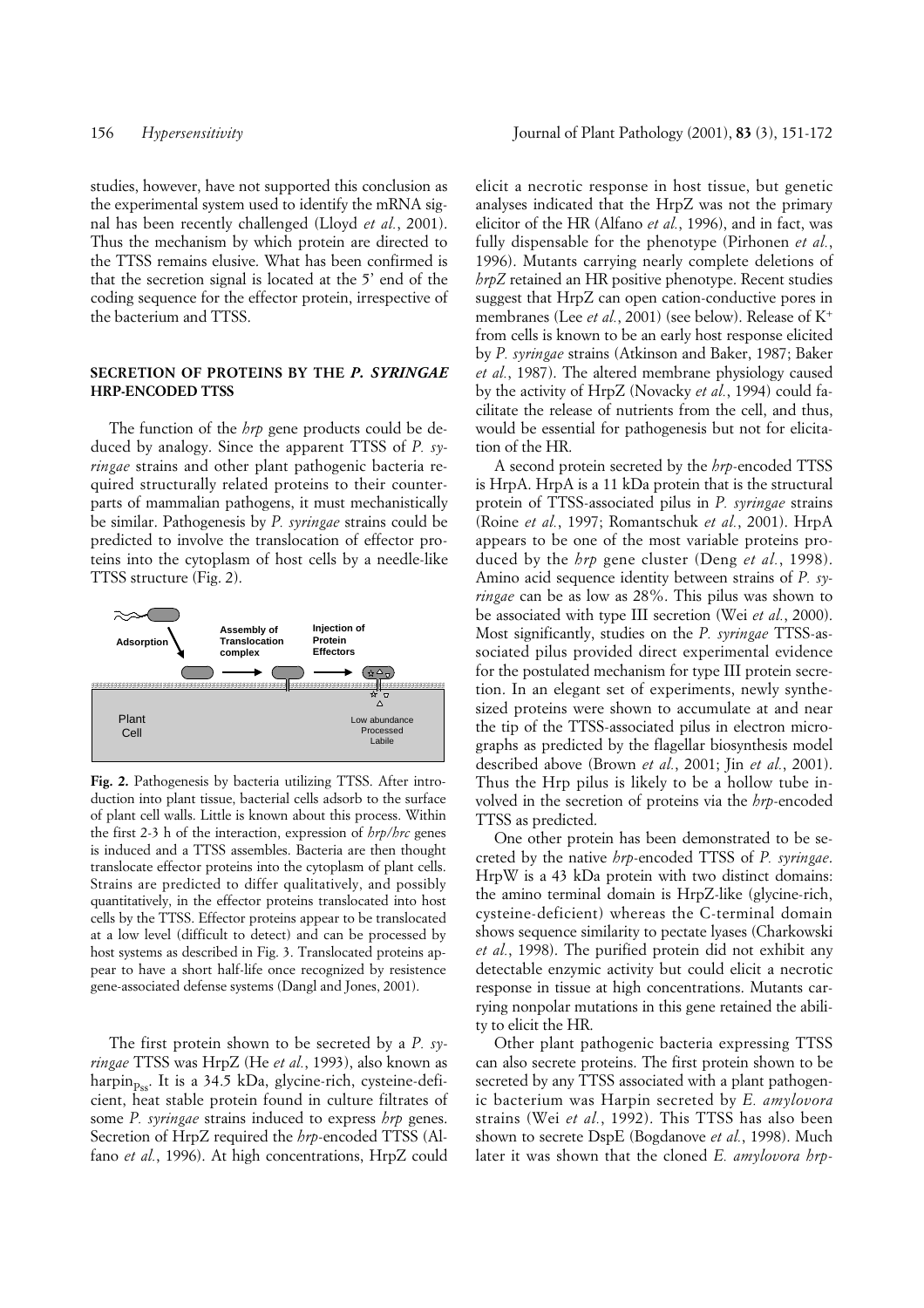studies, however, have not supported this conclusion as the experimental system used to identify the mRNA signal has been recently challenged (Lloyd *et al.*, 2001). Thus the mechanism by which protein are directed to the TTSS remains elusive. What has been confirmed is that the secretion signal is located at the 5' end of the coding sequence for the effector protein, irrespective of the bacterium and TTSS.

## SECRETION OF PROTEINS BY THE *P. SYRINGAE* HRP-ENCODED TTSS

The function of the *hrp* gene products could be deduced by analogy. Since the apparent TTSS of *P. syringae* strains and other plant pathogenic bacteria required structurally related proteins to their counterparts of mammalian pathogens, it must mechanistically be similar. Pathogenesis by *P. syringae* strains could be predicted to involve the translocation of effector proteins into the cytoplasm of host cells by a needle-like TTSS structure (Fig. 2).

**Fig. 2.** Pathogenesis by bacteria utilizing TTSS. After introduction into plant tissue, bacterial cells adsorb to the surface of plant cell walls. Little is known about this process. Within the first 2-3 h of the interaction, expression of *hrp/hrc* genes is induced and a TTSS assembles. Bacteria are then thought translocate effector proteins into the cytoplasm of plant cells. Strains are predicted to differ qualitatively, and possibly quantitatively, in the effector proteins translocated into host cells by the TTSS. Effector proteins appear to be translocated at a low level (difficult to detect) and can be processed by host systems as described in Fig. 3. Translocated proteins appear to have a short half-life once recognized by resistence gene-associated defense systems (Dangl and Jones, 2001).

The first protein shown to be secreted by a *P. syringae* TTSS was HrpZ (He *et al.*, 1993), also known as harpin$_{Pss}$. It is a 34.5 kDa, glycine-rich, cysteine-deficient, heat stable protein found in culture filtrates of some *P. syringae* strains induced to express *hrp* genes. Secretion of HrpZ required the *hrp*-encoded TTSS (Alfano *et al.*, 1996). At high concentrations, HrpZ could elicit a necrotic response in host tissue, but genetic analyses indicated that the HrpZ was not the primary elicitor of the HR (Alfano *et al.*, 1996), and in fact, was fully dispensable for the phenotype (Pirhonen *et al.*, 1996). Mutants carrying nearly complete deletions of *hrpZ* retained an HR positive phenotype. Recent studies suggest that HrpZ can open cation-conductive pores in membranes (Lee *et al.*, 2001) (see below). Release of $K^+$ from cells is known to be an early host response elicited by *P. syringae* strains (Atkinson and Baker, 1987; Baker *et al.*, 1987). The altered membrane physiology caused by the activity of HrpZ (Novacky *et al.*, 1994) could facilitate the release of nutrients from the cell, and thus, would be essential for pathogenesis but not for elicitation of the HR.

A second protein secreted by the *hrp*-encoded TTSS is HrpA. HrpA is a 11 kDa protein that is the structural protein of TTSS-associated pilus in *P. syringae* strains (Roine *et al.*, 1997; Romantschuk *et al.*, 2001). HrpA appears to be one of the most variable proteins produced by the *hrp* gene cluster (Deng *et al.*, 1998). Amino acid sequence identity between strains of *P. syringae* can be as low as 28%. This pilus was shown to be associated with type III secretion (Wei *et al.*, 2000). Most significantly, studies on the *P. syringae* TTSS-associated pilus provided direct experimental evidence for the postulated mechanism for type III protein secretion. In an elegant set of experiments, newly synthesized proteins were shown to accumulate at and near the tip of the TTSS-associated pilus in electron micrographs as predicted by the flagellar biosynthesis model described above (Brown *et al.*, 2001; Jin *et al.*, 2001). Thus the Hrp pilus is likely to be a hollow tube involved in the secretion of proteins via the *hrp*-encoded TTSS as predicted.

One other protein has been demonstrated to be secreted by the native *hrp*-encoded TTSS of *P. syringae*. HrpW is a 43 kDa protein with two distinct domains: the amino terminal domain is HrpZ-like (glycine-rich, cysteine-deficient) whereas the C-terminal domain shows sequence similarity to pectate lyases (Charkowski *et al.*, 1998). The purified protein did not exhibit any detectable enzymic activity but could elicit a necrotic response in tissue at high concentrations. Mutants carrying nonpolar mutations in this gene retained the ability to elicit the HR.

Other plant pathogenic bacteria expressing TTSS can also secrete proteins. The first protein shown to be secreted by any TTSS associated with a plant pathogenic bacterium was Harpin secreted by *E. amylovora* strains (Wei *et al.*, 1992). This TTSS has also been shown to secrete DspE (Bogdanove *et al.*, 1998). Much later it was shown that the cloned *E. amylovora hrp*-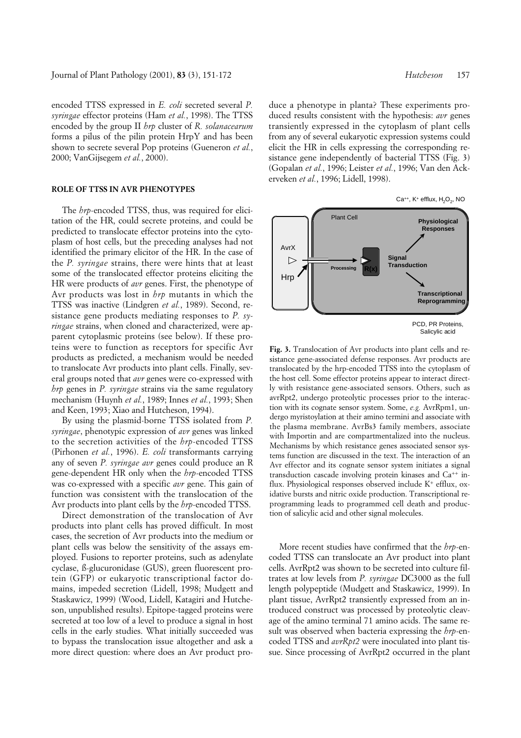encoded TTSS expressed in *E. coli* secreted several *P. syringae* effector proteins (Ham *et al.*, 1998). The TTSS encoded by the group II *hrp* cluster of *R. solanacearum* forms a pilus of the pilin protein HrpY and has been shown to secrete several Pop proteins (Gueneron *et al.*, 2000; VanGijsegem *et al.*, 2000).

## ROLE OF TTSS IN AVR PHENOTYPES

The *hrp*-encoded TTSS, thus, was required for elicitation of the HR, could secrete proteins, and could be predicted to translocate effector proteins into the cytoplasm of host cells, but the preceding analyses had not identified the primary elicitor of the HR. In the case of the *P. syringae* strains, there were hints that at least some of the translocated effector proteins eliciting the HR were products of *avr* genes. First, the phenotype of Avr products was lost in *hrp* mutants in which the TTSS was inactive (Lindgren *et al.*, 1989). Second, resistance gene products mediating responses to *P. syringae* strains, when cloned and characterized, were apparent cytoplasmic proteins (see below). If these proteins were to function as receptors for specific Avr products as predicted, a mechanism would be needed to translocate Avr products into plant cells. Finally, several groups noted that *avr* genes were co-expressed with *hrp* genes in *P. syringae* strains via the same regulatory mechanism (Huynh *et al.*, 1989; Innes *et al.*, 1993; Shen and Keen, 1993; Xiao and Hutcheson, 1994).

By using the plasmid-borne TTSS isolated from *P. syringae*, phenotypic expression of *avr* genes was linked to the secretion activities of the *hrp*-encoded TTSS (Pirhonen *et al.*, 1996). *E. coli* transformants carrying any of seven *P. syringae avr* genes could produce an R gene-dependent HR only when the *hrp*-encoded TTSS was co-expressed with a specific *avr* gene. This gain of function was consistent with the translocation of the Avr products into plant cells by the *hrp*-encoded TTSS.

Direct demonstration of the translocation of Avr products into plant cells has proved difficult. In most cases, the secretion of Avr products into the medium or plant cells was below the sensitivity of the assays employed. Fusions to reporter proteins, such as adenylate cyclase, ß-glucuronidase (GUS), green fluorescent protein (GFP) or eukaryotic transcriptional factor domains, impeded secretion (Lidell, 1998; Mudgett and Staskawicz, 1999) (Wood, Lidell, Katagiri and Hutcheson, unpublished results). Epitope-tagged proteins were secreted at too low of a level to produce a signal in host cells in the early studies. What initially succeeded was to bypass the translocation issue altogether and ask a more direct question: where does an Avr product produce a phenotype in planta? These experiments produced results consistent with the hypothesis: *avr* genes transiently expressed in the cytoplasm of plant cells from any of several eukaryotic expression systems could elicit the HR in cells expressing the corresponding resistance gene independently of bacterial TTSS (Fig. 3) (Gopalan *et al.*, 1996; Leister *et al.*, 1996; Van den Ackerveken *et al.*, 1996; Lidell, 1998).

**Fig. 3.** Translocation of Avr products into plant cells and resistance gene-associated defense responses. Avr products are translocated by the hrp-encoded TTSS into the cytoplasm of the host cell. Some effector proteins appear to interact directly with resistance gene-associated sensors. Others, such as avrRpt2, undergo proteolytic processes prior to the interaction with its cognate sensor system. Some, *e.g.* AvrRpm1, undergo myristoylation at their amino termini and associate with the plasma membrane. AvrBs3 family members, associate with Importin and are compartmentalized into the nucleus. Mechanisms by which resistance genes associated sensor systems function are discussed in the text. The interaction of an Avr effector and its cognate sensor system initiates a signal transduction cascade involving protein kinases and $Ca^{++}$ influx. Physiological responses observed include $K^+$ efflux, oxidative bursts and nitric oxide production. Transcriptional reprogramming leads to programmed cell death and production of salicylic acid and other signal molecules.

More recent studies have confirmed that the *hrp*-encoded TTSS can translocate an Avr product into plant cells. AvrRpt2 was shown to be secreted into culture filtrates at low levels from *P. syringae* DC3000 as the full length polypeptide (Mudgett and Staskawicz, 1999). In plant tissue, AvrRpt2 transiently expressed from an introduced construct was processed by proteolytic cleavage of the amino terminal 71 amino acids. The same result was observed when bacteria expressing the *hrp*-encoded TTSS and *avrRpt2* were inoculated into plant tissue. Since processing of AvrRpt2 occurred in the plant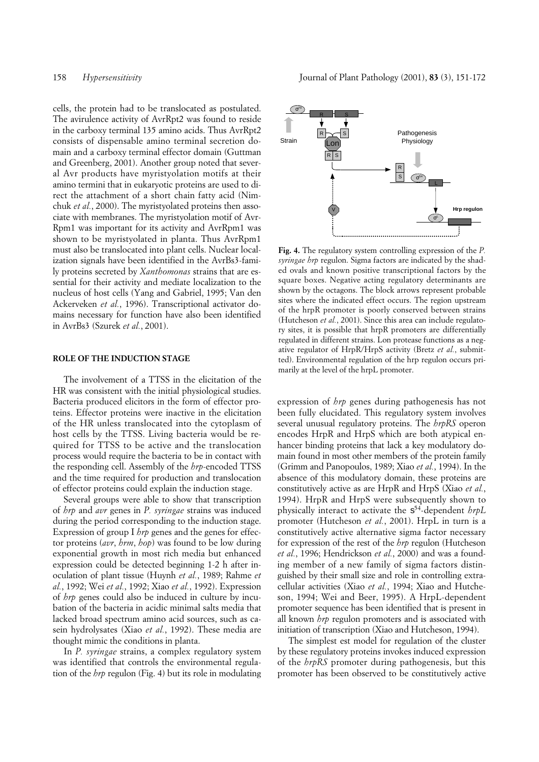cells, the protein had to be translocated as postulated. The avirulence activity of AvrRpt2 was found to reside in the carboxy terminal 135 amino acids. Thus AvrRpt2 consists of dispensable amino terminal secretion domain and a carboxy terminal effector domain (Guttman and Greenberg, 2001). Another group noted that several Avr products have myristyolation motifs at their amino termini that in eukaryotic proteins are used to direct the attachment of a short chain fatty acid (Nimchuk *et al.*, 2000). The myristyolated proteins then associate with membranes. The myristyolation motif of AvrRpm1 was important for its activity and AvrRpm1 was shown to be myristyolated in planta. Thus AvrRpm1 must also be translocated into plant cells. Nuclear localization signals have been identified in the AvrBs3-family proteins secreted by *Xanthomonas* strains that are essential for their activity and mediate localization to the nucleus of host cells (Yang and Gabriel, 1995; Van den Ackerveken *et al.*, 1996). Transcriptional activator domains necessary for function have also been identified in AvrBs3 (Szurek *et al.*, 2001).

## ROLE OF THE INDUCTION STAGE

The involvement of a TTSS in the elicitation of the HR was consistent with the initial physiological studies. Bacteria produced elicitors in the form of effector proteins. Effector proteins were inactive in the elicitation of the HR unless translocated into the cytoplasm of host cells by the TTSS. Living bacteria would be required for TTSS to be active and the translocation process would require the bacteria to be in contact with the responding cell. Assembly of the *hrp*-encoded TTSS and the time required for production and translocation of effector proteins could explain the induction stage.

Several groups were able to show that transcription of *hrp* and *avr* genes in *P. syringae* strains was induced during the period corresponding to the induction stage. Expression of group I *hrp* genes and the genes for effector proteins (*avr*, *hrm*, *hop*) was found to be low during exponential growth in most rich media but enhanced expression could be detected beginning 1-2 h after inoculation of plant tissue (Huynh *et al.*, 1989; Rahme *et al.*, 1992; Wei *et al.*, 1992; Xiao *et al.*, 1992). Expression of *hrp* genes could also be induced in culture by incubation of the bacteria in acidic minimal salts media that lacked broad spectrum amino acid sources, such as casein hydrolysates (Xiao *et al.*, 1992). These media are thought mimic the conditions in planta.

In *P. syringae* strains, a complex regulatory system was identified that controls the environmental regulation of the *hrp* regulon (Fig. 4) but its role in modulating

**Fig. 4.** The regulatory system controlling expression of the *P. syringae hrp* regulon. Sigma factors are indicated by the shaded ovals and known positive transcriptional factors by the square boxes. Negative acting regulatory determinants are shown by the octagons. The block arrows represent probable sites where the indicated effect occurs. The region upstream of the hrpR promoter is poorly conserved between strains (Hutcheson *et al.*, 2001). Since this area can include regulatory sites, it is possible that hrpR promoters are differentially regulated in different strains. Lon protease functions as a negative regulator of HrpR/HrpS activity (Bretz *et al.*, submitted). Environmental regulation of the hrp regulon occurs primarily at the level of the hrpL promoter.

expression of *hrp* genes during pathogenesis has not been fully elucidated. This regulatory system involves several unusual regulatory proteins. The *hrpRS* operon encodes HrpR and HrpS which are both atypical enhancer binding proteins that lack a key modulatory domain found in most other members of the protein family (Grimm and Panopoulos, 1989; Xiao *et al.*, 1994). In the absence of this modulatory domain, these proteins are constitutively active as are HrpR and HrpS (Xiao *et al.*, 1994). HrpR and HrpS were subsequently shown to physically interact to activate the $\sigma^{54}$-dependent *hrpL* promoter (Hutcheson *et al.*, 2001). HrpL in turn is a constitutively active alternative sigma factor necessary for expression of the rest of the *hrp* regulon (Hutcheson *et al.*, 1996; Hendrickson *et al.*, 2000) and was a founding member of a new family of sigma factors distinguished by their small size and role in controlling extracellular activities (Xiao *et al.*, 1994; Xiao and Hutcheson, 1994; Wei and Beer, 1995). A HrpL-dependent promoter sequence has been identified that is present in all known *hrp* regulon promoters and is associated with initiation of transcription (Xiao and Hutcheson, 1994).

The simplest est model for regulation of the cluster by these regulatory proteins invokes induced expression of the *hrpRS* promoter during pathogenesis, but this promoter has been observed to be constitutively active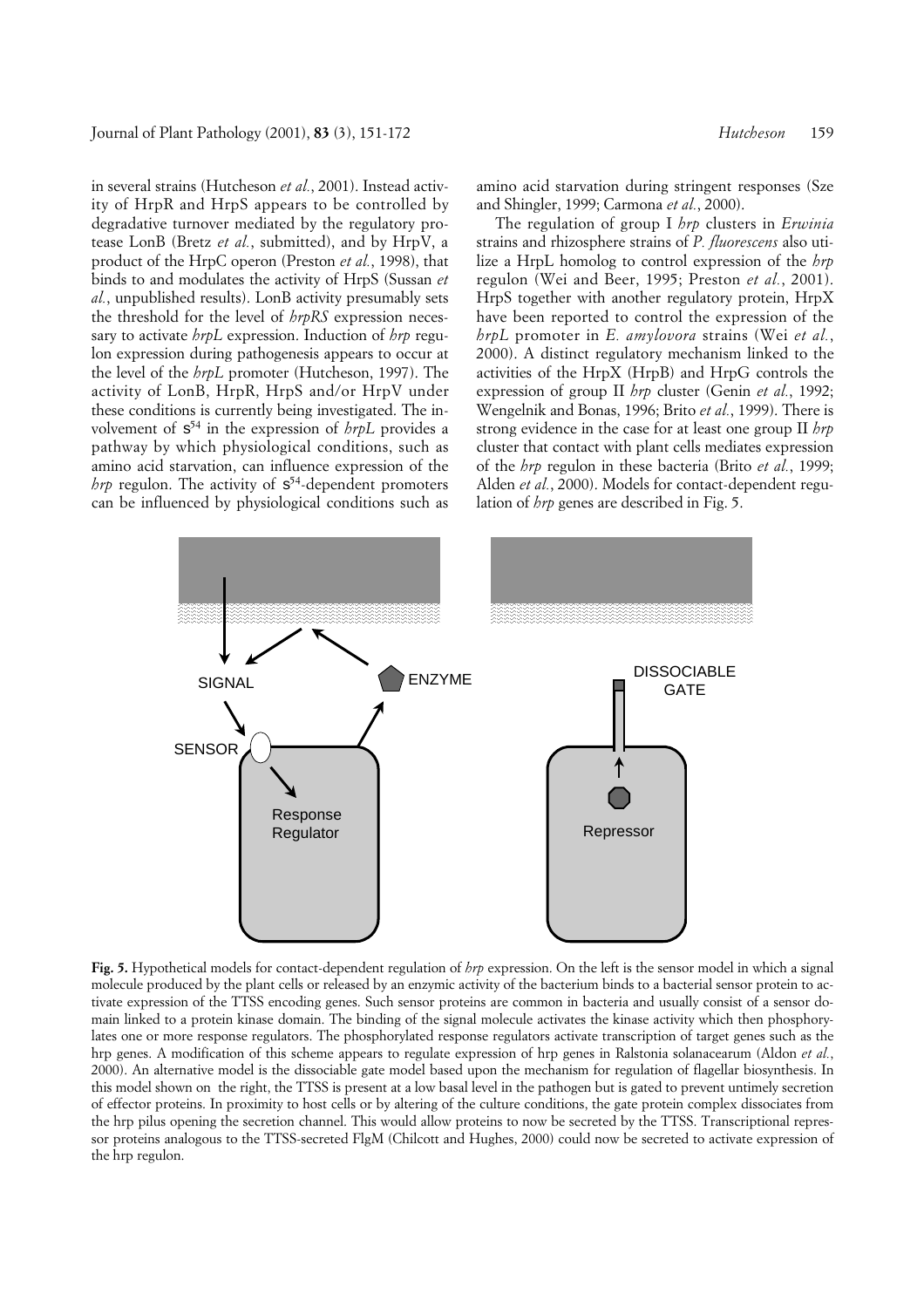in several strains (Hutcheson *et al.*, 2001). Instead activity of HrpR and HrpS appears to be controlled by degradative turnover mediated by the regulatory protease LonB (Bretz *et al.*, submitted), and by HrpV, a product of the HrpC operon (Preston *et al.*, 1998), that binds to and modulates the activity of HrpS (Sussan *et al.*, unpublished results). LonB activity presumably sets the threshold for the level of *hrpRS* expression necessary to activate *hrpL* expression. Induction of *hrp* regulon expression during pathogenesis appears to occur at the level of the *hrpL* promoter (Hutcheson, 1997). The activity of LonB, HrpR, HrpS and/or HrpV under these conditions is currently being investigated. The involvement of $\sigma^{54}$ in the expression of *hrpL* provides a pathway by which physiological conditions, such as amino acid starvation, can influence expression of the *hrp* regulon. The activity of $\sigma^{54}$-dependent promoters can be influenced by physiological conditions such as amino acid starvation during stringent responses (Sze and Shingler, 1999; Carmona *et al.*, 2000).

The regulation of group I *hrp* clusters in *Erwinia* strains and rhizosphere strains of *P. fluorescens* also utilize a HrpL homolog to control expression of the *hrp* regulon (Wei and Beer, 1995; Preston *et al.*, 2001). HrpS together with another regulatory protein, HrpX have been reported to control the expression of the *hrpL* promoter in *E. amylovora* strains (Wei *et al.*, 2000). A distinct regulatory mechanism linked to the activities of the HrpX (HrpB) and HrpG controls the expression of group II *hrp* cluster (Genin *et al.*, 1992; Wengelnik and Bonas, 1996; Brito *et al.*, 1999). There is strong evidence in the case for at least one group II *hrp* cluster that contact with plant cells mediates expression of the *hrp* regulon in these bacteria (Brito *et al.*, 1999; Alden *et al.*, 2000). Models for contact-dependent regulation of *hrp* genes are described in Fig. 5.

**Fig. 5.** Hypothetical models for contact-dependent regulation of *hrp* expression. On the left is the sensor model in which a signal molecule produced by the plant cells or released by an enzymic activity of the bacterium binds to a bacterial sensor protein to activate expression of the TTSS encoding genes. Such sensor proteins are common in bacteria and usually consist of a sensor domain linked to a protein kinase domain. The binding of the signal molecule activates the kinase activity which then phosphorylates one or more response regulators. The phosphorylated response regulators activate transcription of target genes such as the hrp genes. A modification of this scheme appears to regulate expression of hrp genes in Ralstonia solanacearum (Aldon *et al.*, 2000). An alternative model is the dissociable gate model based upon the mechanism for regulation of flagellar biosynthesis. In this model shown on the right, the TTSS is present at a low basal level in the pathogen but is gated to prevent untimely secretion of effector proteins. In proximity to host cells or by altering of the culture conditions, the gate protein complex dissociates from the hrp pilus opening the secretion channel. This would allow proteins to now be secreted by the TTSS. Transcriptional repressor proteins analogous to the TTSS-secreted FlgM (Chilcott and Hughes, 2000) could now be secreted to activate expression of the hrp regulon.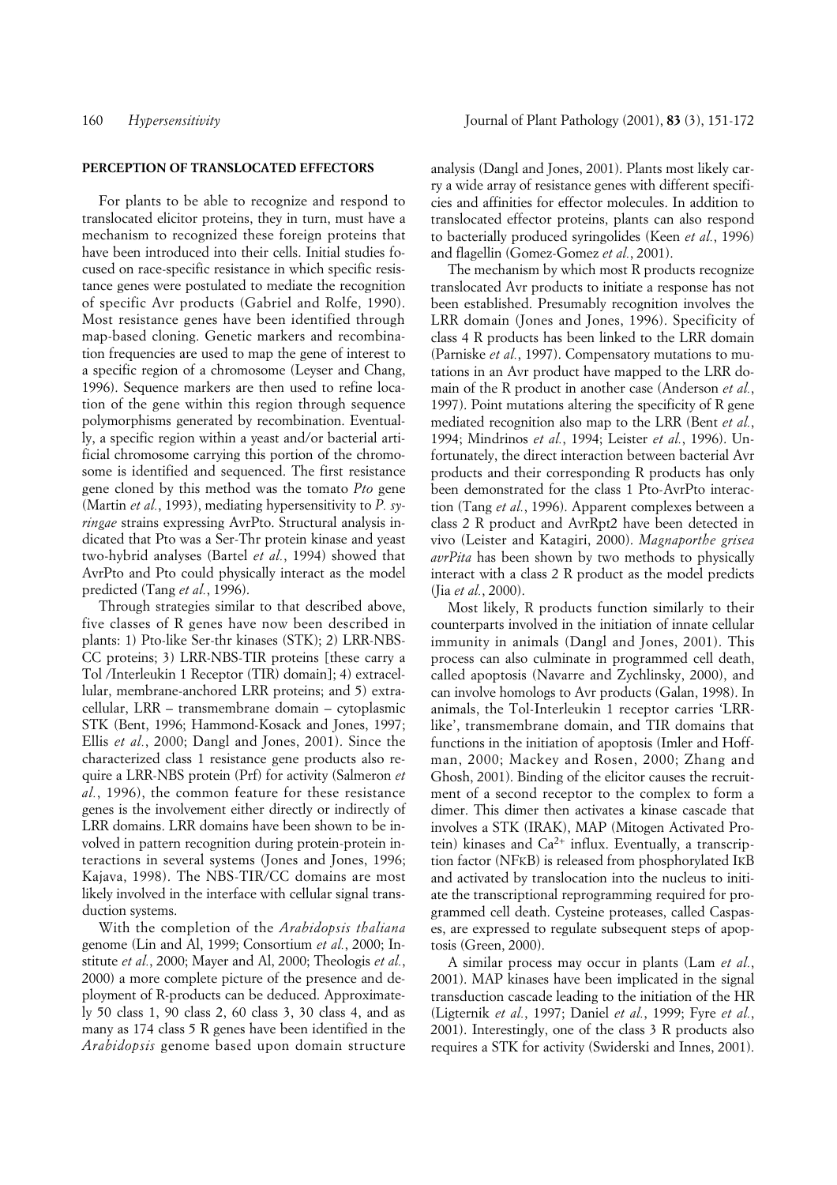## PERCEPTION OF TRANSLOCATED EFFECTORS

For plants to be able to recognize and respond to translocated elicitor proteins, they in turn, must have a mechanism to recognized these foreign proteins that have been introduced into their cells. Initial studies focused on race-specific resistance in which specific resistance genes were postulated to mediate the recognition of specific Avr products (Gabriel and Rolfe, 1990). Most resistance genes have been identified through map-based cloning. Genetic markers and recombination frequencies are used to map the gene of interest to a specific region of a chromosome (Leyser and Chang, 1996). Sequence markers are then used to refine location of the gene within this region through sequence polymorphisms generated by recombination. Eventually, a specific region within a yeast and/or bacterial artificial chromosome carrying this portion of the chromosome is identified and sequenced. The first resistance gene cloned by this method was the tomato *Pto* gene (Martin *et al.*, 1993), mediating hypersensitivity to *P. syringae* strains expressing AvrPto. Structural analysis indicated that Pto was a Ser-Thr protein kinase and yeast two-hybrid analyses (Bartel *et al.*, 1994) showed that AvrPto and Pto could physically interact as the model predicted (Tang *et al.*, 1996).

Through strategies similar to that described above, five classes of R genes have now been described in plants: 1) Pto-like Ser-thr kinases (STK); 2) LRR-NBS-CC proteins; 3) LRR-NBS-TIR proteins [these carry a Tol /Interleukin 1 Receptor (TIR) domain]; 4) extracellular, membrane-anchored LRR proteins; and 5) extracellular, LRR – transmembrane domain – cytoplasmic STK (Bent, 1996; Hammond-Kosack and Jones, 1997; Ellis *et al.*, 2000; Dangl and Jones, 2001). Since the characterized class 1 resistance gene products also require a LRR-NBS protein (Prf) for activity (Salmeron *et al.*, 1996), the common feature for these resistance genes is the involvement either directly or indirectly of LRR domains. LRR domains have been shown to be involved in pattern recognition during protein-protein interactions in several systems (Jones and Jones, 1996; Kajava, 1998). The NBS-TIR/CC domains are most likely involved in the interface with cellular signal transduction systems.

With the completion of the *Arabidopsis thaliana* genome (Lin and Al, 1999; Consortium *et al.*, 2000; Institute *et al.*, 2000; Mayer and Al, 2000; Theologis *et al.*, 2000) a more complete picture of the presence and deployment of R-products can be deduced. Approximately 50 class 1, 90 class 2, 60 class 3, 30 class 4, and as many as 174 class 5 R genes have been identified in the *Arabidopsis* genome based upon domain structure analysis (Dangl and Jones, 2001). Plants most likely carry a wide array of resistance genes with different specificies and affinities for effector molecules. In addition to translocated effector proteins, plants can also respond to bacterially produced syringolides (Keen *et al.*, 1996) and flagellin (Gomez-Gomez *et al.*, 2001).

The mechanism by which most R products recognize translocated Avr products to initiate a response has not been established. Presumably recognition involves the LRR domain (Jones and Jones, 1996). Specificity of class 4 R products has been linked to the LRR domain (Parniske *et al.*, 1997). Compensatory mutations to mutations in an Avr product have mapped to the LRR domain of the R product in another case (Anderson *et al.*, 1997). Point mutations altering the specificity of R gene mediated recognition also map to the LRR (Bent *et al.*, 1994; Mindrinos *et al.*, 1994; Leister *et al.*, 1996). Unfortunately, the direct interaction between bacterial Avr products and their corresponding R products has only been demonstrated for the class 1 Pto-AvrPto interaction (Tang *et al.*, 1996). Apparent complexes between a class 2 R product and AvrRpt2 have been detected in vivo (Leister and Katagiri, 2000). *Magnaporthe grisea avrPita* has been shown by two methods to physically interact with a class 2 R product as the model predicts (Jia *et al.*, 2000).

Most likely, R products function similarly to their counterparts involved in the initiation of innate cellular immunity in animals (Dangl and Jones, 2001). This process can also culminate in programmed cell death, called apoptosis (Navarre and Zychlinsky, 2000), and can involve homologs to Avr products (Galan, 1998). In animals, the Tol-Interleukin 1 receptor carries 'LRR-like', transmembrane domain, and TIR domains that functions in the initiation of apoptosis (Imler and Hoffman, 2000; Mackey and Rosen, 2000; Zhang and Ghosh, 2001). Binding of the elicitor causes the recruitment of a second receptor to the complex to form a dimer. This dimer then activates a kinase cascade that involves a STK (IRAK), MAP (Mitogen Activated Protein) kinases and $Ca^{2+}$ influx. Eventually, a transcription factor (NFκB) is released from phosphorylated IκB and activated by translocation into the nucleus to initiate the transcriptional reprogramming required for programmed cell death. Cysteine proteases, called Caspases, are expressed to regulate subsequent steps of apoptosis (Green, 2000).

A similar process may occur in plants (Lam *et al.*, 2001). MAP kinases have been implicated in the signal transduction cascade leading to the initiation of the HR (Ligternik *et al.*, 1997; Daniel *et al.*, 1999; Fyre *et al.*, 2001). Interestingly, one of the class 3 R products also requires a STK for activity (Swiderski and Innes, 2001).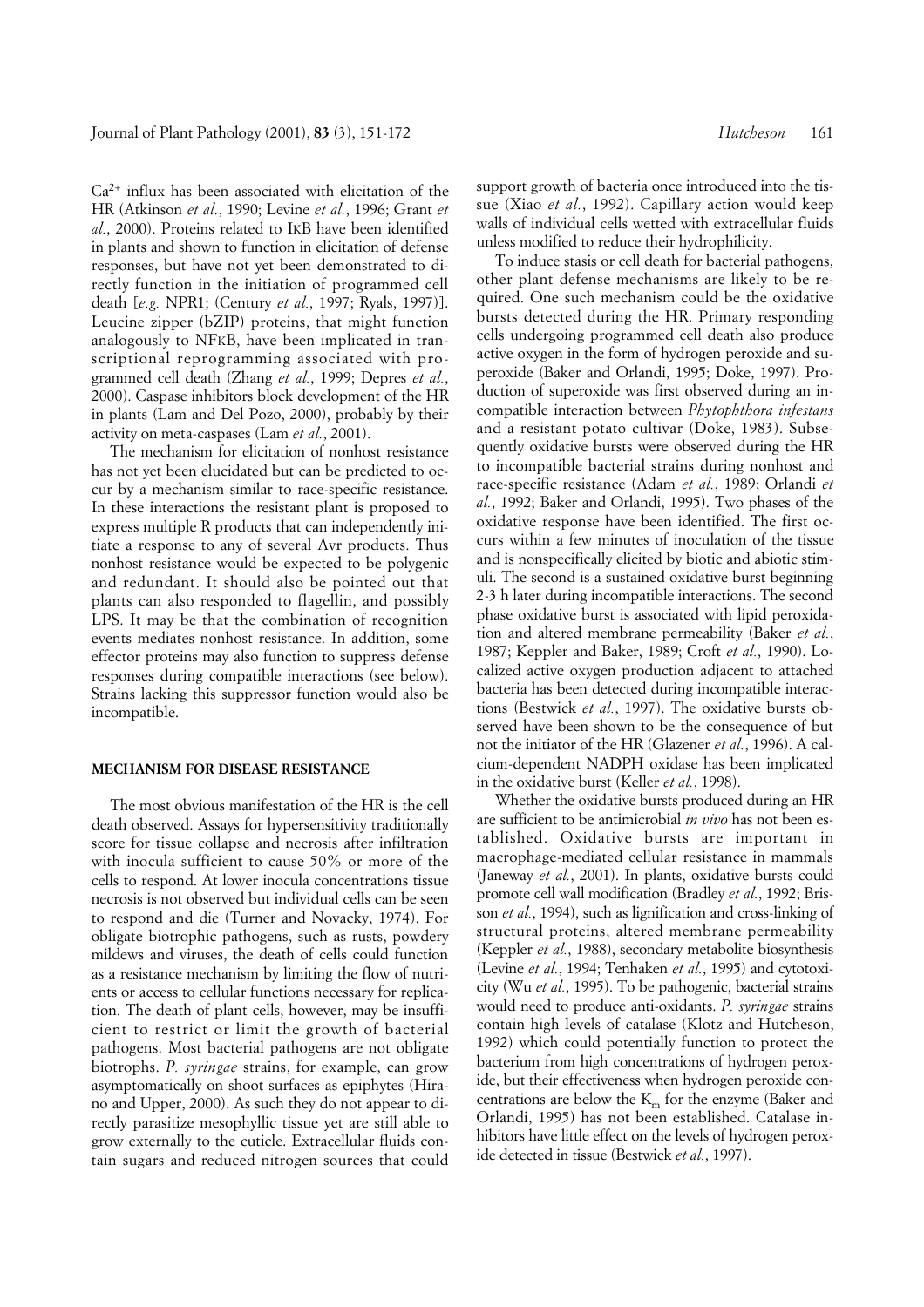$Ca^{2+}$ influx has been associated with elicitation of the HR (Atkinson *et al.*, 1990; Levine *et al.*, 1996; Grant *et al.*, 2000). Proteins related to IκB have been identified in plants and shown to function in elicitation of defense responses, but have not yet been demonstrated to directly function in the initiation of programmed cell death [*e.g.* NPR1; (Century *et al.*, 1997; Ryals, 1997)]. Leucine zipper (bZIP) proteins, that might function analogously to NFκB, have been implicated in transcriptional reprogramming associated with programmed cell death (Zhang *et al.*, 1999; Depres *et al.*, 2000). Caspase inhibitors block development of the HR in plants (Lam and Del Pozo, 2000), probably by their activity on meta-caspases (Lam *et al.*, 2001).

The mechanism for elicitation of nonhost resistance has not yet been elucidated but can be predicted to occur by a mechanism similar to race-specific resistance. In these interactions the resistant plant is proposed to express multiple R products that can independently initiate a response to any of several Avr products. Thus nonhost resistance would be expected to be polygenic and redundant. It should also be pointed out that plants can also responded to flagellin, and possibly LPS. It may be that the combination of recognition events mediates nonhost resistance. In addition, some effector proteins may also function to suppress defense responses during compatible interactions (see below). Strains lacking this suppressor function would also be incompatible.

## MECHANISM FOR DISEASE RESISTANCE

The most obvious manifestation of the HR is the cell death observed. Assays for hypersensitivity traditionally score for tissue collapse and necrosis after infiltration with inocula sufficient to cause 50% or more of the cells to respond. At lower inocula concentrations tissue necrosis is not observed but individual cells can be seen to respond and die (Turner and Novacky, 1974). For obligate biotrophic pathogens, such as rusts, powdery mildews and viruses, the death of cells could function as a resistance mechanism by limiting the flow of nutrients or access to cellular functions necessary for replication. The death of plant cells, however, may be insufficient to restrict or limit the growth of bacterial pathogens. Most bacterial pathogens are not obligate biotrophs. *P. syringae* strains, for example, can grow asymptomatically on shoot surfaces as epiphytes (Hirano and Upper, 2000). As such they do not appear to directly parasitize mesophyllic tissue yet are still able to grow externally to the cuticle. Extracellular fluids contain sugars and reduced nitrogen sources that could support growth of bacteria once introduced into the tissue (Xiao *et al.*, 1992). Capillary action would keep walls of individual cells wetted with extracellular fluids unless modified to reduce their hydrophilicity.

To induce stasis or cell death for bacterial pathogens, other plant defense mechanisms are likely to be required. One such mechanism could be the oxidative bursts detected during the HR. Primary responding cells undergoing programmed cell death also produce active oxygen in the form of hydrogen peroxide and superoxide (Baker and Orlandi, 1995; Doke, 1997). Production of superoxide was first observed during an incompatible interaction between *Phytophthora infestans* and a resistant potato cultivar (Doke, 1983). Subsequently oxidative bursts were observed during the HR to incompatible bacterial strains during nonhost and race-specific resistance (Adam *et al.*, 1989; Orlandi *et al.*, 1992; Baker and Orlandi, 1995). Two phases of the oxidative response have been identified. The first occurs within a few minutes of inoculation of the tissue and is nonspecifically elicited by biotic and abiotic stimuli. The second is a sustained oxidative burst beginning 2-3 h later during incompatible interactions. The second phase oxidative burst is associated with lipid peroxidation and altered membrane permeability (Baker *et al.*, 1987; Keppler and Baker, 1989; Croft *et al.*, 1990). Localized active oxygen production adjacent to attached bacteria has been detected during incompatible interactions (Bestwick *et al.*, 1997). The oxidative bursts observed have been shown to be the consequence of but not the initiator of the HR (Glazener *et al.*, 1996). A calcium-dependent NADPH oxidase has been implicated in the oxidative burst (Keller *et al.*, 1998).

Whether the oxidative bursts produced during an HR are sufficient to be antimicrobial *in vivo* has not been established. Oxidative bursts are important in macrophage-mediated cellular resistance in mammals (Janeway *et al.*, 2001). In plants, oxidative bursts could promote cell wall modification (Bradley *et al.*, 1992; Brisson *et al.*, 1994), such as lignification and cross-linking of structural proteins, altered membrane permeability (Keppler *et al.*, 1988), secondary metabolite biosynthesis (Levine *et al.*, 1994; Tenhaken *et al.*, 1995) and cytotoxicity (Wu *et al.*, 1995). To be pathogenic, bacterial strains would need to produce anti-oxidants. *P. syringae* strains contain high levels of catalase (Klotz and Hutcheson, 1992) which could potentially function to protect the bacterium from high concentrations of hydrogen peroxide, but their effectiveness when hydrogen peroxide concentrations are below the $K_m$ for the enzyme (Baker and Orlandi, 1995) has not been established. Catalase inhibitors have little effect on the levels of hydrogen peroxide detected in tissue (Bestwick *et al.*, 1997).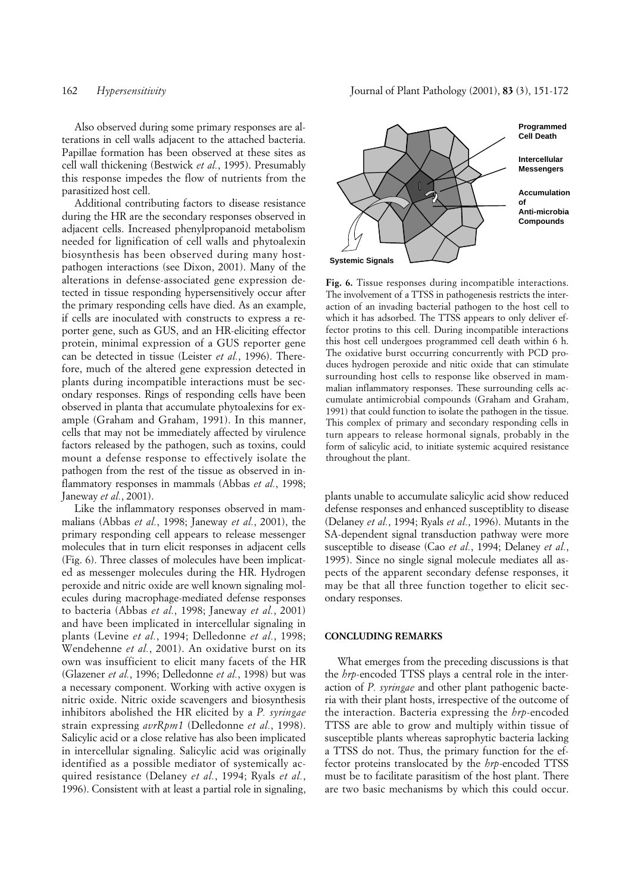Also observed during some primary responses are alterations in cell walls adjacent to the attached bacteria. Papillae formation has been observed at these sites as cell wall thickening (Bestwick *et al.*, 1995). Presumably this response impedes the flow of nutrients from the parasitized host cell.

Additional contributing factors to disease resistance during the HR are the secondary responses observed in adjacent cells. Increased phenylpropanoid metabolism needed for lignification of cell walls and phytoalexin biosynthesis has been observed during many host-pathogen interactions (see Dixon, 2001). Many of the alterations in defense-associated gene expression detected in tissue responding hypersensitively occur after the primary responding cells have died. As an example, if cells are inoculated with constructs to express a reporter gene, such as GUS, and an HR-eliciting effector protein, minimal expression of a GUS reporter gene can be detected in tissue (Leister *et al.*, 1996). Therefore, much of the altered gene expression detected in plants during incompatible interactions must be secondary responses. Rings of responding cells have been observed in planta that accumulate phytoalexins for example (Graham and Graham, 1991). In this manner, cells that may not be immediately affected by virulence factors released by the pathogen, such as toxins, could mount a defense response to effectively isolate the pathogen from the rest of the tissue as observed in inflammatory responses in mammals (Abbas *et al.*, 1998; Janeway *et al.*, 2001).

Like the inflammatory responses observed in mammalians (Abbas *et al.*, 1998; Janeway *et al.*, 2001), the primary responding cell appears to release messenger molecules that in turn elicit responses in adjacent cells (Fig. 6). Three classes of molecules have been implicated as messenger molecules during the HR. Hydrogen peroxide and nitric oxide are well known signaling molecules during macrophage-mediated defense responses to bacteria (Abbas *et al.*, 1998; Janeway *et al.*, 2001) and have been implicated in intercellular signaling in plants (Levine *et al.*, 1994; Delledonne *et al.*, 1998; Wendehenne *et al.*, 2001). An oxidative burst on its own was insufficient to elicit many facets of the HR (Glazener *et al.*, 1996; Delledonne *et al.*, 1998) but was a necessary component. Working with active oxygen is nitric oxide. Nitric oxide scavengers and biosynthesis inhibitors abolished the HR elicited by a *P. syringae* strain expressing *avrRpm1* (Delledonne *et al.*, 1998). Salicylic acid or a close relative has also been implicated in intercellular signaling. Salicylic acid was originally identified as a possible mediator of systemically acquired resistance (Delaney *et al.*, 1994; Ryals *et al.*, 1996). Consistent with at least a partial role in signaling, plants unable to accumulate salicylic acid show reduced defense responses and enhanced susceptiblity to disease (Delaney *et al.*, 1994; Ryals *et al.*, 1996). Mutants in the SA-dependent signal transduction pathway were more susceptible to disease (Cao *et al.*, 1994; Delaney *et al.*, 1995). Since no single signal molecule mediates all aspects of the apparent secondary defense responses, it may be that all three function together to elicit secondary responses.

Programmed Cell Death

Intercellular Messengers

Accumulation of Anti-microbia Compounds

Systemic Signals

**Fig. 6.** Tissue responses during incompatible interactions. The involvement of a TTSS in pathogenesis restricts the interaction of an invading bacterial pathogen to the host cell to which it has adsorbed. The TTSS appears to only deliver effector protins to this cell. During incompatible interactions this host cell undergoes programmed cell death within 6 h. The oxidative burst occurring concurrently with PCD produces hydrogen peroxide and nitic oxide that can stimulate surrounding host cells to response like observed in mammalian inflammatory responses. These surrounding cells accumulate antimicrobial compounds (Graham and Graham, 1991) that could function to isolate the pathogen in the tissue. This complex of primary and secondary responding cells in turn appears to release hormonal signals, probably in the form of salicylic acid, to initiate systemic acquired resistance throughout the plant.

## CONCLUDING REMARKS

What emerges from the preceding discussions is that the *hrp*-encoded TTSS plays a central role in the interaction of *P. syringae* and other plant pathogenic bacteria with their plant hosts, irrespective of the outcome of the interaction. Bacteria expressing the *hrp*-encoded TTSS are able to grow and multiply within tissue of susceptible plants whereas saprophytic bacteria lacking a TTSS do not. Thus, the primary function for the effector proteins translocated by the *hrp*-encoded TTSS must be to facilitate parasitism of the host plant. There are two basic mechanisms by which this could occur.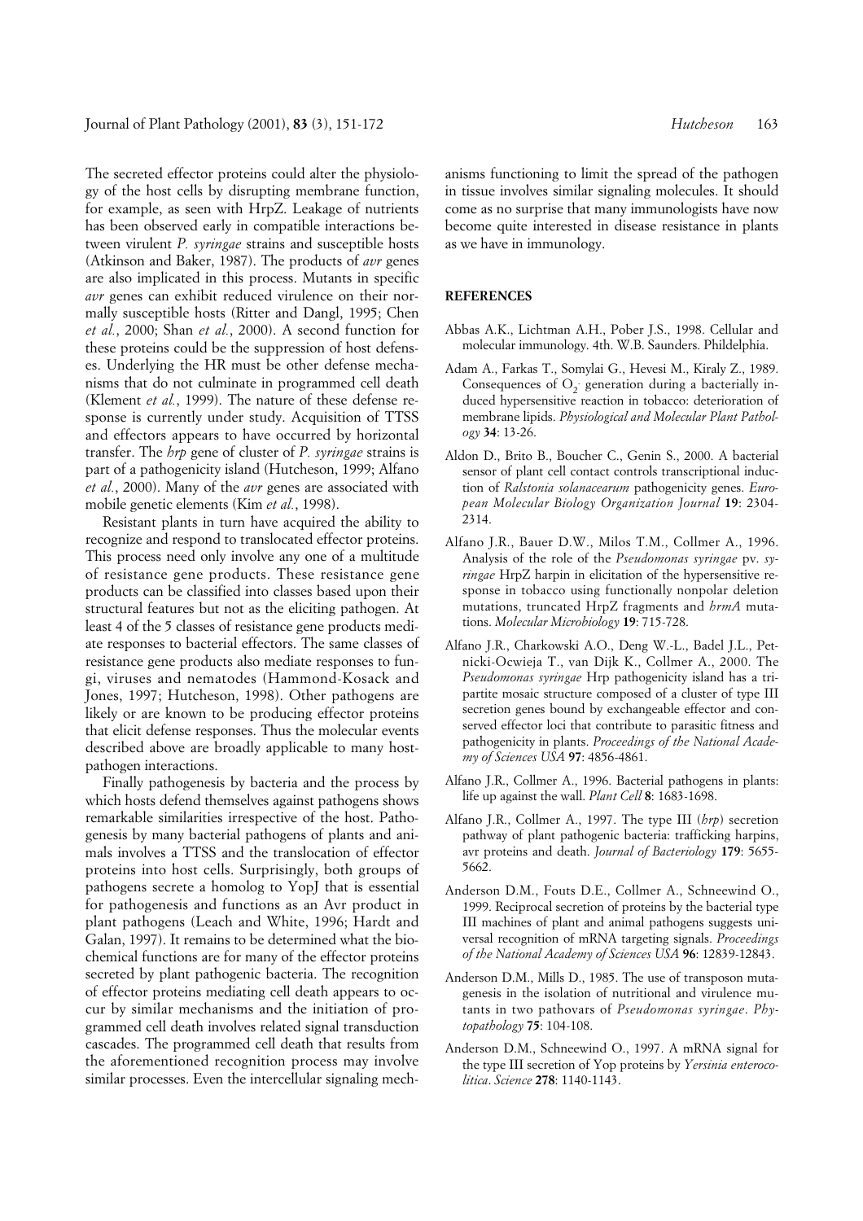The secreted effector proteins could alter the physiology of the host cells by disrupting membrane function, for example, as seen with HrpZ. Leakage of nutrients has been observed early in compatible interactions between virulent *P. syringae* strains and susceptible hosts (Atkinson and Baker, 1987). The products of *avr* genes are also implicated in this process. Mutants in specific *avr* genes can exhibit reduced virulence on their normally susceptible hosts (Ritter and Dangl, 1995; Chen *et al.*, 2000; Shan *et al.*, 2000). A second function for these proteins could be the suppression of host defenses. Underlying the HR must be other defense mechanisms that do not culminate in programmed cell death (Klement *et al.*, 1999). The nature of these defense response is currently under study. Acquisition of TTSS and effectors appears to have occurred by horizontal transfer. The *hrp* gene of cluster of *P. syringae* strains is part of a pathogenicity island (Hutcheson, 1999; Alfano *et al.*, 2000). Many of the *avr* genes are associated with mobile genetic elements (Kim *et al.*, 1998).

Resistant plants in turn have acquired the ability to recognize and respond to translocated effector proteins. This process need only involve any one of a multitude of resistance gene products. These resistance gene products can be classified into classes based upon their structural features but not as the eliciting pathogen. At least 4 of the 5 classes of resistance gene products mediate responses to bacterial effectors. The same classes of resistance gene products also mediate responses to fungi, viruses and nematodes (Hammond-Kosack and Jones, 1997; Hutcheson, 1998). Other pathogens are likely or are known to be producing effector proteins that elicit defense responses. Thus the molecular events described above are broadly applicable to many host-pathogen interactions.

Finally pathogenesis by bacteria and the process by which hosts defend themselves against pathogens shows remarkable similarities irrespective of the host. Pathogenesis by many bacterial pathogens of plants and animals involves a TTSS and the translocation of effector proteins into host cells. Surprisingly, both groups of pathogens secrete a homolog to YopJ that is essential for pathogenesis and functions as an Avr product in plant pathogens (Leach and White, 1996; Hardt and Galan, 1997). It remains to be determined what the biochemical functions are for many of the effector proteins secreted by plant pathogenic bacteria. The recognition of effector proteins mediating cell death appears to occur by similar mechanisms and the initiation of programmed cell death involves related signal transduction cascades. The programmed cell death that results from the aforementioned recognition process may involve similar processes. Even the intercellular signaling mechanisms functioning to limit the spread of the pathogen in tissue involves similar signaling molecules. It should come as no surprise that many immunologists have now become quite interested in disease resistance in plants as we have in immunology.

## REFERENCES

Abbas A.K., Lichtman A.H., Pober J.S., 1998. Cellular and molecular immunology. 4th. W.B. Saunders. Phildelphia.

Adam A., Farkas T., Somylai G., Hevesi M., Kiraly Z., 1989. Consequences of $O_2^-$ generation during a bacterially induced hypersensitive reaction in tobacco: deterioration of membrane lipids. *Physiological and Molecular Plant Pathology* **34**: 13-26.

Aldon D., Brito B., Boucher C., Genin S., 2000. A bacterial sensor of plant cell contact controls transcriptional induction of *Ralstonia solanacearum* pathogenicity genes. *European Molecular Biology Organization Journal* **19**: 2304-2314.

Alfano J.R., Bauer D.W., Milos T.M., Collmer A., 1996. Analysis of the role of the *Pseudomonas syringae* pv. *syringae* HrpZ harpin in elicitation of the hypersensitive response in tobacco using functionally nonpolar deletion mutations, truncated HrpZ fragments and *hrmA* mutations. *Molecular Microbiology* **19**: 715-728.

Alfano J.R., Charkowski A.O., Deng W.-L., Badel J.L., Petnicki-Ocwieja T., van Dijk K., Collmer A., 2000. The *Pseudomonas syringae* Hrp pathogenicity island has a tripartite mosaic structure composed of a cluster of type III secretion genes bound by exchangeable effector and conserved effector loci that contribute to parasitic fitness and pathogenicity in plants. *Proceedings of the National Academy of Sciences USA* **97**: 4856-4861.

Alfano J.R., Collmer A., 1996. Bacterial pathogens in plants: life up against the wall. *Plant Cell* **8**: 1683-1698.

Alfano J.R., Collmer A., 1997. The type III (*hrp*) secretion pathway of plant pathogenic bacteria: trafficking harpins, avr proteins and death. *Journal of Bacteriology* **179**: 5655-5662.

Anderson D.M., Fouts D.E., Collmer A., Schneewind O., 1999. Reciprocal secretion of proteins by the bacterial type III machines of plant and animal pathogens suggests universal recognition of mRNA targeting signals. *Proceedings of the National Academy of Sciences USA* **96**: 12839-12843.

Anderson D.M., Mills D., 1985. The use of transposon mutagenesis in the isolation of nutritional and virulence mutants in two pathovars of *Pseudomonas syringae*. *Phytopathology* **75**: 104-108.

Anderson D.M., Schneewind O., 1997. A mRNA signal for the type III secretion of Yop proteins by *Yersinia enterocolitica*. *Science* **278**: 1140-1143.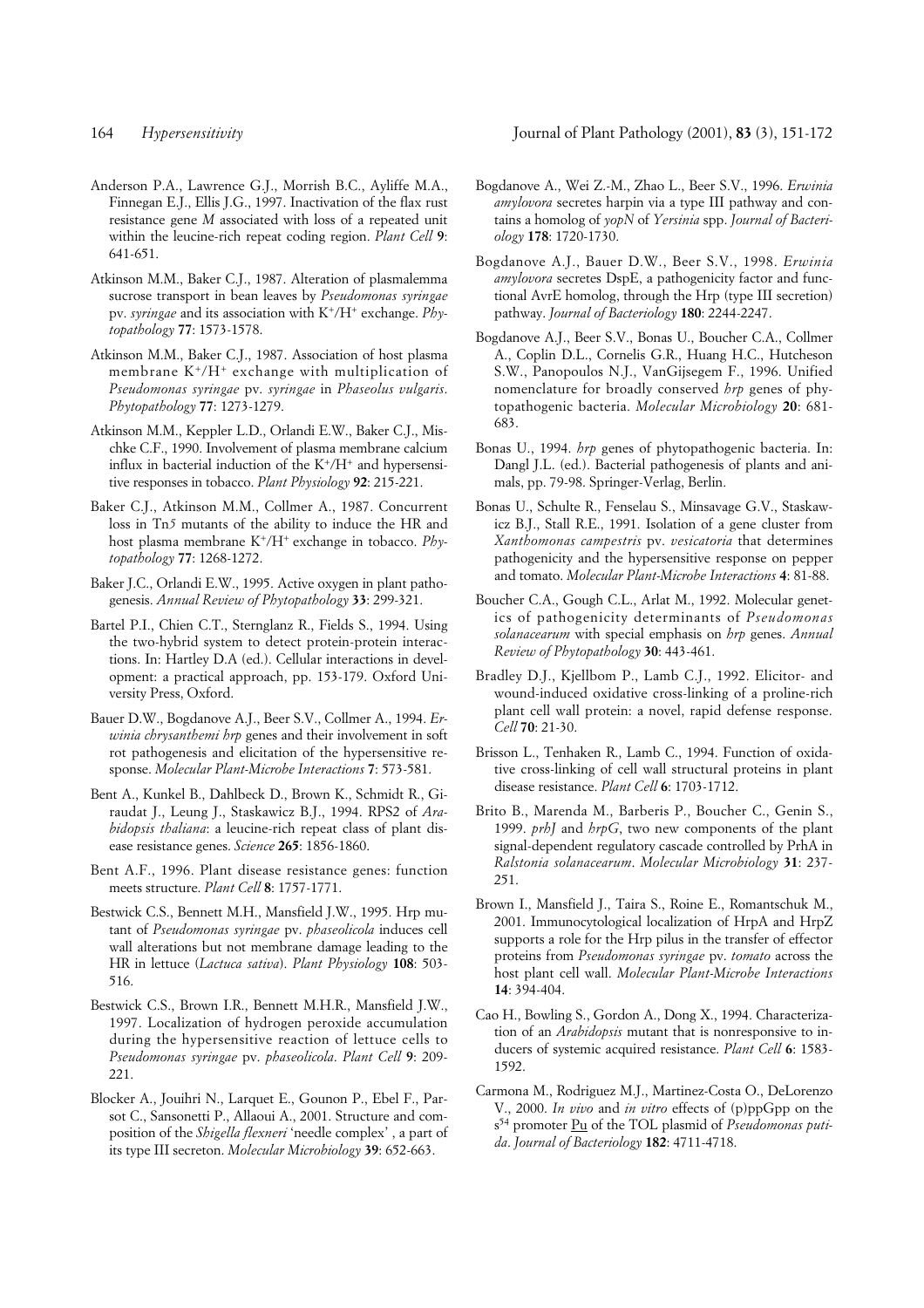Anderson P.A., Lawrence G.J., Morrish B.C., Ayliffe M.A., Finnegan E.J., Ellis J.G., 1997. Inactivation of the flax rust resistance gene *M* associated with loss of a repeated unit within the leucine-rich repeat coding region. *Plant Cell* **9**: 641-651.

Atkinson M.M., Baker C.J., 1987. Alteration of plasmalemma sucrose transport in bean leaves by *Pseudomonas syringae* pv. *syringae* and its association with $K^+/H^+$ exchange. *Phytopathology* **77**: 1573-1578.

Atkinson M.M., Baker C.J., 1987. Association of host plasma membrane $K^+/H^+$ exchange with multiplication of *Pseudomonas syringae* pv. *syringae* in *Phaseolus vulgaris*. *Phytopathology* **77**: 1273-1279.

Atkinson M.M., Keppler L.D., Orlandi E.W., Baker C.J., Mischke C.F., 1990. Involvement of plasma membrane calcium influx in bacterial induction of the $K^+/H^+$ and hypersensitive responses in tobacco. *Plant Physiology* **92**: 215-221.

Baker C.J., Atkinson M.M., Collmer A., 1987. Concurrent loss in Tn*5* mutants of the ability to induce the HR and host plasma membrane $K^+/H^+$ exchange in tobacco. *Phytopathology* **77**: 1268-1272.

Baker J.C., Orlandi E.W., 1995. Active oxygen in plant pathogenesis. *Annual Review of Phytopathology* **33**: 299-321.

Bartel P.I., Chien C.T., Sternglanz R., Fields S., 1994. Using the two-hybrid system to detect protein-protein interactions. In: Hartley D.A (ed.). Cellular interactions in development: a practical approach, pp. 153-179. Oxford University Press, Oxford.

Bauer D.W., Bogdanove A.J., Beer S.V., Collmer A., 1994. *Erwinia chrysanthemi hrp* genes and their involvement in soft rot pathogenesis and elicitation of the hypersensitive response. *Molecular Plant-Microbe Interactions* **7**: 573-581.

Bent A., Kunkel B., Dahlbeck D., Brown K., Schmidt R., Giraudat J., Leung J., Staskawicz B.J., 1994. RPS2 of *Arabidopsis thaliana*: a leucine-rich repeat class of plant disease resistance genes. *Science* **265**: 1856-1860.

Bent A.F., 1996. Plant disease resistance genes: function meets structure. *Plant Cell* **8**: 1757-1771.

Bestwick C.S., Bennett M.H., Mansfield J.W., 1995. Hrp mutant of *Pseudomonas syringae* pv. *phaseolicola* induces cell wall alterations but not membrane damage leading to the HR in lettuce (*Lactuca sativa*). *Plant Physiology* **108**: 503-516.

Bestwick C.S., Brown I.R., Bennett M.H.R., Mansfield J.W., 1997. Localization of hydrogen peroxide accumulation during the hypersensitive reaction of lettuce cells to *Pseudomonas syringae* pv. *phaseolicola*. *Plant Cell* **9**: 209-221.

Blocker A., Jouihri N., Larquet E., Gounon P., Ebel F., Parsot C., Sansonetti P., Allaoui A., 2001. Structure and composition of the *Shigella flexneri* 'needle complex' , a part of its type III secreton. *Molecular Microbiology* **39**: 652-663.

Bogdanove A., Wei Z.-M., Zhao L., Beer S.V., 1996. *Erwinia amylovora* secretes harpin via a type III pathway and contains a homolog of *yopN* of *Yersinia* spp. *Journal of Bacteriology* **178**: 1720-1730.

Bogdanove A.J., Bauer D.W., Beer S.V., 1998. *Erwinia amylovora* secretes DspE, a pathogenicity factor and functional AvrE homolog, through the Hrp (type III secretion) pathway. *Journal of Bacteriology* **180**: 2244-2247.

Bogdanove A.J., Beer S.V., Bonas U., Boucher C.A., Collmer A., Coplin D.L., Cornelis G.R., Huang H.C., Hutcheson S.W., Panopoulos N.J., VanGijsegem F., 1996. Unified nomenclature for broadly conserved *hrp* genes of phytopathogenic bacteria. *Molecular Microbiology* **20**: 681-683.

Bonas U., 1994. *hrp* genes of phytopathogenic bacteria. In: Dangl J.L. (ed.). Bacterial pathogenesis of plants and animals, pp. 79-98. Springer-Verlag, Berlin.

Bonas U., Schulte R., Fenselau S., Minsavage G.V., Staskawicz B.J., Stall R.E., 1991. Isolation of a gene cluster from *Xanthomonas campestris* pv. *vesicatoria* that determines pathogenicity and the hypersensitive response on pepper and tomato. *Molecular Plant-Microbe Interactions* **4**: 81-88.

Boucher C.A., Gough C.L., Arlat M., 1992. Molecular genetics of pathogenicity determinants of *Pseudomonas solanacearum* with special emphasis on *hrp* genes. *Annual Review of Phytopathology* **30**: 443-461.

Bradley D.J., Kjellbom P., Lamb C.J., 1992. Elicitor- and wound-induced oxidative cross-linking of a proline-rich plant cell wall protein: a novel, rapid defense response. *Cell* **70**: 21-30.

Brisson L., Tenhaken R., Lamb C., 1994. Function of oxidative cross-linking of cell wall structural proteins in plant disease resistance. *Plant Cell* **6**: 1703-1712.

Brito B., Marenda M., Barberis P., Boucher C., Genin S., 1999. *prhJ* and *hrpG*, two new components of the plant signal-dependent regulatory cascade controlled by PrhA in *Ralstonia solanacearum*. *Molecular Microbiology* **31**: 237-251.

Brown I., Mansfield J., Taira S., Roine E., Romantschuk M., 2001. Immunocytological localization of HrpA and HrpZ supports a role for the Hrp pilus in the transfer of effector proteins from *Pseudomonas syringae* pv. *tomato* across the host plant cell wall. *Molecular Plant-Microbe Interactions* **14**: 394-404.

Cao H., Bowling S., Gordon A., Dong X., 1994. Characterization of an *Arabidopsis* mutant that is nonresponsive to inducers of systemic acquired resistance. *Plant Cell* **6**: 1583-1592.

Carmona M., Rodriguez M.J., Martinez-Costa O., DeLorenzo V., 2000. *In vivo* and *in vitro* effects of (p)ppGpp on the $s^{54}$ promoter Pu of the TOL plasmid of *Pseudomonas putida*. *Journal of Bacteriology* **182**: 4711-4718.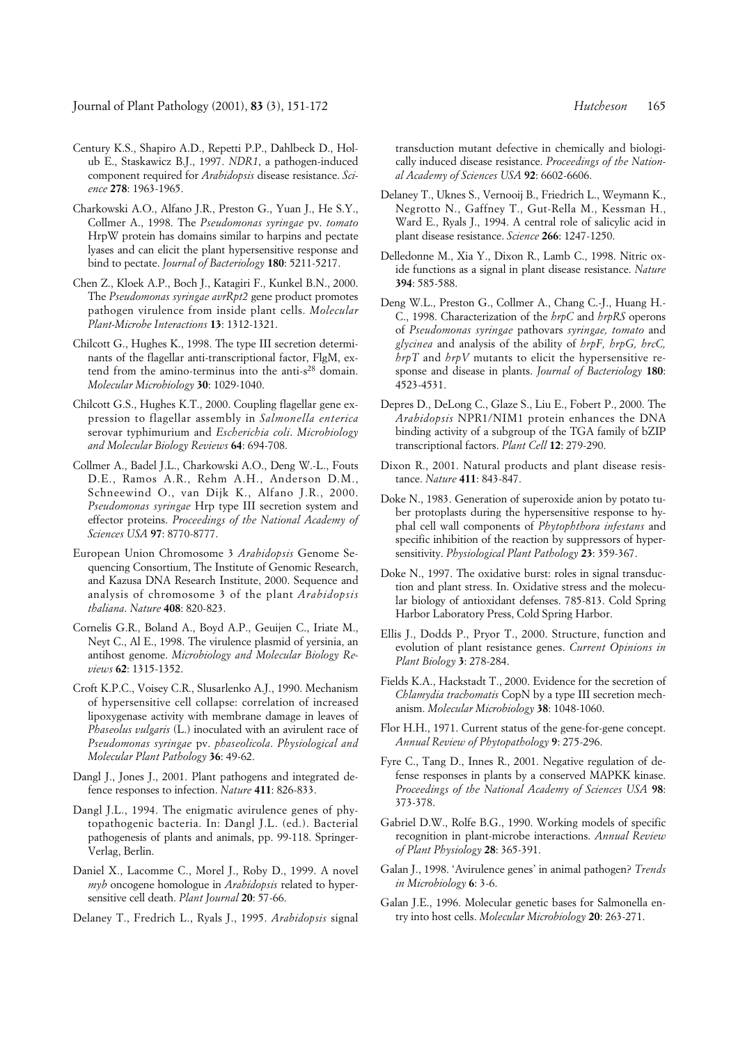Century K.S., Shapiro A.D., Repetti P.P., Dahlbeck D., Holub E., Staskawicz B.J., 1997. *NDR1*, a pathogen-induced component required for *Arabidopsis* disease resistance. *Science* **278**: 1963-1965.

Charkowski A.O., Alfano J.R., Preston G., Yuan J., He S.Y., Collmer A., 1998. The *Pseudomonas syringae* pv. *tomato* HrpW protein has domains similar to harpins and pectate lyases and can elicit the plant hypersensitive response and bind to pectate. *Journal of Bacteriology* **180**: 5211-5217.

Chen Z., Kloek A.P., Boch J., Katagiri F., Kunkel B.N., 2000. The *Pseudomonas syringae avrRpt2* gene product promotes pathogen virulence from inside plant cells. *Molecular Plant-Microbe Interactions* **13**: 1312-1321.

Chilcott G., Hughes K., 1998. The type III secretion determinants of the flagellar anti-transcriptional factor, FlgM, extend from the amino-terminus into the anti-s$^{28}$ domain. *Molecular Microbiology* **30**: 1029-1040.

Chilcott G.S., Hughes K.T., 2000. Coupling flagellar gene expression to flagellar assembly in *Salmonella enterica* serovar typhimurium and *Escherichia coli*. *Microbiology and Molecular Biology Reviews* **64**: 694-708.

Collmer A., Badel J.L., Charkowski A.O., Deng W.-L., Fouts D.E., Ramos A.R., Rehm A.H., Anderson D.M., Schneewind O., van Dijk K., Alfano J.R., 2000. *Pseudomonas syringae* Hrp type III secretion system and effector proteins. *Proceedings of the National Academy of Sciences USA* **97**: 8770-8777.

European Union Chromosome 3 *Arabidopsis* Genome Sequencing Consortium, The Institute of Genomic Research, and Kazusa DNA Research Institute, 2000. Sequence and analysis of chromosome 3 of the plant *Arabidopsis thaliana*. *Nature* **408**: 820-823.

Cornelis G.R., Boland A., Boyd A.P., Geuijen C., Iriate M., Neyt C., Al E., 1998. The virulence plasmid of yersinia, an antihost genome. *Microbiology and Molecular Biology Reviews* **62**: 1315-1352.

Croft K.P.C., Voisey C.R., Slusarlenko A.J., 1990. Mechanism of hypersensitive cell collapse: correlation of increased lipoxygenase activity with membrane damage in leaves of *Phaseolus vulgaris* (L.) inoculated with an avirulent race of *Pseudomonas syringae* pv. *phaseolicola*. *Physiological and Molecular Plant Pathology* **36**: 49-62.

Dangl J., Jones J., 2001. Plant pathogens and integrated defence responses to infection. *Nature* **411**: 826-833.

Dangl J.L., 1994. The enigmatic avirulence genes of phytopathogenic bacteria. In: Dangl J.L. (ed.). Bacterial pathogenesis of plants and animals, pp. 99-118. Springer-Verlag, Berlin.

Daniel X., Lacomme C., Morel J., Roby D., 1999. A novel *myb* oncogene homologue in *Arabidopsis* related to hypersensitive cell death. *Plant Journal* **20**: 57-66.

Delaney T., Fredrich L., Ryals J., 1995. *Arabidopsis* signal transduction mutant defective in chemically and biologically induced disease resistance. *Proceedings of the National Academy of Sciences USA* **92**: 6602-6606.

Delaney T., Uknes S., Vernooij B., Friedrich L., Weymann K., Negrotto N., Gaffney T., Gut-Rella M., Kessman H., Ward E., Ryals J., 1994. A central role of salicylic acid in plant disease resistance. *Science* **266**: 1247-1250.

Delledonne M., Xia Y., Dixon R., Lamb C., 1998. Nitric oxide functions as a signal in plant disease resistance. *Nature* **394**: 585-588.

Deng W.L., Preston G., Collmer A., Chang C.-J., Huang H.-C., 1998. Characterization of the *hrpC* and *hrpRS* operons of *Pseudomonas syringae* pathovars *syringae, tomato* and *glycinea* and analysis of the ability of *hrpF, hrpG, hrcC, hrpT* and *hrpV* mutants to elicit the hypersensitive response and disease in plants. *Journal of Bacteriology* **180**: 4523-4531.

Depres D., DeLong C., Glaze S., Liu E., Fobert P., 2000. The *Arabidopsis* NPR1/NIM1 protein enhances the DNA binding activity of a subgroup of the TGA family of bZIP transcriptional factors. *Plant Cell* **12**: 279-290.

Dixon R., 2001. Natural products and plant disease resistance. *Nature* **411**: 843-847.

Doke N., 1983. Generation of superoxide anion by potato tuber protoplasts during the hypersensitive response to hyphal cell wall components of *Phytophthora infestans* and specific inhibition of the reaction by suppressors of hypersensitivity. *Physiological Plant Pathology* **23**: 359-367.

Doke N., 1997. The oxidative burst: roles in signal transduction and plant stress. In. Oxidative stress and the molecular biology of antioxidant defenses. 785-813. Cold Spring Harbor Laboratory Press, Cold Spring Harbor.

Ellis J., Dodds P., Pryor T., 2000. Structure, function and evolution of plant resistance genes. *Current Opinions in Plant Biology* **3**: 278-284.

Fields K.A., Hackstadt T., 2000. Evidence for the secretion of *Chlamydia trachomatis* CopN by a type III secretion mechanism. *Molecular Microbiology* **38**: 1048-1060.

Flor H.H., 1971. Current status of the gene-for-gene concept. *Annual Review of Phytopathology* **9**: 275-296.

Fyre C., Tang D., Innes R., 2001. Negative regulation of defense responses in plants by a conserved MAPKK kinase. *Proceedings of the National Academy of Sciences USA* **98**: 373-378.

Gabriel D.W., Rolfe B.G., 1990. Working models of specific recognition in plant-microbe interactions. *Annual Review of Plant Physiology* **28**: 365-391.

Galan J., 1998. 'Avirulence genes' in animal pathogen? *Trends in Microbiology* **6**: 3-6.

Galan J.E., 1996. Molecular genetic bases for Salmonella entry into host cells. *Molecular Microbiology* **20**: 263-271.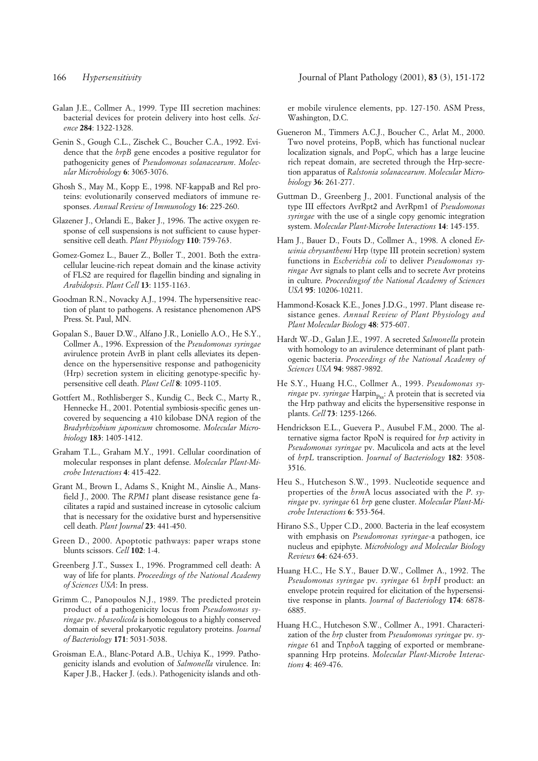Galan J.E., Collmer A., 1999. Type III secretion machines: bacterial devices for protein delivery into host cells. *Science* **284**: 1322-1328.

Genin S., Gough C.L., Zischek C., Boucher C.A., 1992. Evidence that the *hrpB* gene encodes a positive regulator for pathogenicity genes of *Pseudomonas solanacearum*. *Molecular Microbiology* **6**: 3065-3076.

Ghosh S., May M., Kopp E., 1998. NF-kappaB and Rel proteins: evolutionarily conserved mediators of immune responses. *Annual Review of Immunology* **16**: 225-260.

Glazener J., Orlandi E., Baker J., 1996. The active oxygen response of cell suspensions is not sufficient to cause hypersensitive cell death. *Plant Physiology* **110**: 759-763.

Gomez-Gomez L., Bauer Z., Boller T., 2001. Both the extracellular leucine-rich repeat domain and the kinase activity of FLS2 are required for flagellin binding and signaling in *Arabidopsis*. *Plant Cell* **13**: 1155-1163.

Goodman R.N., Novacky A.J., 1994. The hypersensitive reaction of plant to pathogens. A resistance phenomenon APS Press. St. Paul, MN.

Gopalan S., Bauer D.W., Alfano J.R., Loniello A.O., He S.Y., Collmer A., 1996. Expression of the *Pseudomonas syringae* avirulence protein AvrB in plant cells alleviates its dependence on the hypersensitive response and pathogenicity (Hrp) secretion system in eliciting genotype-specific hypersensitive cell death. *Plant Cell* **8**: 1095-1105.

Gottfert M., Rothlisberger S., Kundig C., Beck C., Marty R., Hennecke H., 2001. Potential symbiosis-specific genes uncovered by sequencing a 410 kilobase DNA region of the *Bradyrhizobium japonicum* chromosome. *Molecular Microbiology* **183**: 1405-1412.

Graham T.L., Graham M.Y., 1991. Cellular coordination of molecular responses in plant defense. *Molecular Plant-Microbe Interactions* **4**: 415-422.

Grant M., Brown I., Adams S., Knight M., Ainslie A., Mansfield J., 2000. The *RPM1* plant disease resistance gene facilitates a rapid and sustained increase in cytosolic calcium that is necessary for the oxidative burst and hypersensitive cell death. *Plant Journal* **23**: 441-450.

Green D., 2000. Apoptotic pathways: paper wraps stone blunts scissors. *Cell* **102**: 1-4.

Greenberg J.T., Sussex I., 1996. Programmed cell death: A way of life for plants. *Proceedings of the National Academy of Sciences USA*: In press.

Grimm C., Panopoulos N.J., 1989. The predicted protein product of a pathogenicity locus from *Pseudomonas syringae* pv. *phaseolicola* is homologous to a highly conserved domain of several prokaryotic regulatory proteins. *Journal of Bacteriology* **171**: 5031-5038.

Groisman E.A., Blanc-Potard A.B., Uchiya K., 1999. Pathogenicity islands and evolution of *Salmonella* virulence. In: Kaper J.B., Hacker J. (eds.). Pathogenicity islands and other mobile virulence elements, pp. 127-150. ASM Press, Washington, D.C.

Gueneron M., Timmers A.C.J., Boucher C., Arlat M., 2000. Two novel proteins, PopB, which has functional nuclear localization signals, and PopC, which has a large leucine rich repeat domain, are secreted through the Hrp-secretion apparatus of *Ralstonia solanacearum*. *Molecular Microbiology* **36**: 261-277.

Guttman D., Greenberg J., 2001. Functional analysis of the type III effectors AvrRpt2 and AvrRpm1 of *Pseudomonas syringae* with the use of a single copy genomic integration system. *Molecular Plant-Microbe Interactions* **14**: 145-155.

Ham J., Bauer D., Fouts D., Collmer A., 1998. A cloned *Erwinia chrysanthemi* Hrp (type III protein secretion) system functions in *Escherichia coli* to deliver *Pseudomonas syringae* Avr signals to plant cells and to secrete Avr proteins in culture. *Proceedingsof the National Academy of Sciences USA* **95**: 10206-10211.

Hammond-Kosack K.E., Jones J.D.G., 1997. Plant disease resistance genes. *Annual Review of Plant Physiology and Plant Molecular Biology* **48**: 575-607.

Hardt W.-D., Galan J.E., 1997. A secreted *Salmonella* protein with homology to an avirulence determinant of plant pathogenic bacteria. *Proceedings of the National Academy of Sciences USA* **94**: 9887-9892.

He S.Y., Huang H.C., Collmer A., 1993. *Pseudomonas syringae* pv. *syringae* $\text{Harpin}_{\text{Pss}}$: A protein that is secreted via the Hrp pathway and elicits the hypersensitive response in plants. *Cell* **73**: 1255-1266.

Hendrickson E.L., Guevera P., Ausubel F.M., 2000. The alternative sigma factor RpoN is required for *hrp* activity in *Pseudomonas syringae* pv. Maculicola and acts at the level of *hrpL* transcription. *Journal of Bacteriology* **182**: 3508-3516.

Heu S., Hutcheson S.W., 1993. Nucleotide sequence and properties of the *hrm*A locus associated with the *P. syringae* pv. *syringae* 61 *hrp* gene cluster. *Molecular Plant-Microbe Interactions* **6**: 553-564.

Hirano S.S., Upper C.D., 2000. Bacteria in the leaf ecosystem with emphasis on *Pseudomonas syringae*-a pathogen, ice nucleus and epiphyte. *Microbiology and Molecular Biology Reviews* **64**: 624-653.

Huang H.C., He S.Y., Bauer D.W., Collmer A., 1992. The *Pseudomonas syringae* pv. *syringae* 61 *hrpH* product: an envelope protein required for elicitation of the hypersensitive response in plants. *Journal of Bacteriology* **174**: 6878-6885.

Huang H.C., Hutcheson S.W., Collmer A., 1991. Characterization of the *hrp* cluster from *Pseudomonas syringae* pv. *syringae* 61 and Tn*pho*A tagging of exported or membrane-spanning Hrp proteins. *Molecular Plant-Microbe Interactions* **4**: 469-476.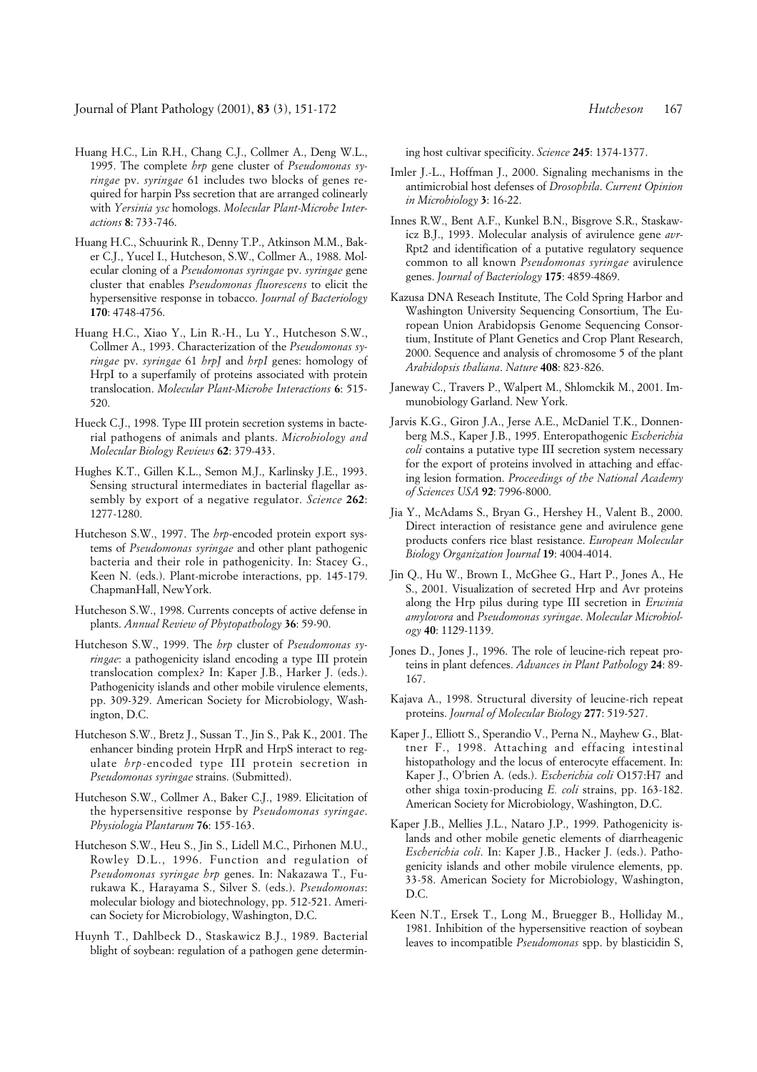Huang H.C., Lin R.H., Chang C.J., Collmer A., Deng W.L., 1995. The complete *hrp* gene cluster of *Pseudomonas syringae* pv. *syringae* 61 includes two blocks of genes required for harpin Pss secretion that are arranged colinearly with *Yersinia ysc* homologs. *Molecular Plant-Microbe Interactions* **8**: 733-746.

Huang H.C., Schuurink R., Denny T.P., Atkinson M.M., Baker C.J., Yucel I., Hutcheson, S.W., Collmer A., 1988. Molecular cloning of a *Pseudomonas syringae* pv. *syringae* gene cluster that enables *Pseudomonas fluorescens* to elicit the hypersensitive response in tobacco. *Journal of Bacteriology* **170**: 4748-4756.

Huang H.C., Xiao Y., Lin R.-H., Lu Y., Hutcheson S.W., Collmer A., 1993. Characterization of the *Pseudomonas syringae* pv. *syringae* 61 *hrpJ* and *hrpI* genes: homology of HrpI to a superfamily of proteins associated with protein translocation. *Molecular Plant-Microbe Interactions* **6**: 515-520.

Hueck C.J., 1998. Type III protein secretion systems in bacterial pathogens of animals and plants. *Microbiology and Molecular Biology Reviews* **62**: 379-433.

Hughes K.T., Gillen K.L., Semon M.J., Karlinsky J.E., 1993. Sensing structural intermediates in bacterial flagellar assembly by export of a negative regulator. *Science* **262**: 1277-1280.

Hutcheson S.W., 1997. The *hrp*-encoded protein export systems of *Pseudomonas syringae* and other plant pathogenic bacteria and their role in pathogenicity. In: Stacey G., Keen N. (eds.). Plant-microbe interactions, pp. 145-179. ChapmanHall, NewYork.

Hutcheson S.W., 1998. Currents concepts of active defense in plants. *Annual Review of Phytopathology* **36**: 59-90.

Hutcheson S.W., 1999. The *hrp* cluster of *Pseudomonas syringae*: a pathogenicity island encoding a type III protein translocation complex? In: Kaper J.B., Harker J. (eds.). Pathogenicity islands and other mobile virulence elements, pp. 309-329. American Society for Microbiology, Washington, D.C.

Hutcheson S.W., Bretz J., Sussan T., Jin S., Pak K., 2001. The enhancer binding protein HrpR and HrpS interact to regulate *hrp*-encoded type III protein secretion in *Pseudomonas syringae* strains. (Submitted).

Hutcheson S.W., Collmer A., Baker C.J., 1989. Elicitation of the hypersensitive response by *Pseudomonas syringae*. *Physiologia Plantarum* **76**: 155-163.

Hutcheson S.W., Heu S., Jin S., Lidell M.C., Pirhonen M.U., Rowley D.L., 1996. Function and regulation of *Pseudomonas syringae hrp* genes. In: Nakazawa T., Furukawa K., Harayama S., Silver S. (eds.). *Pseudomonas*: molecular biology and biotechnology, pp. 512-521. American Society for Microbiology, Washington, D.C.

Huynh T., Dahlbeck D., Staskawicz B.J., 1989. Bacterial blight of soybean: regulation of a pathogen gene determining host cultivar specificity. *Science* **245**: 1374-1377.

Imler J.-L., Hoffman J., 2000. Signaling mechanisms in the antimicrobial host defenses of *Drosophila*. *Current Opinion in Microbiology* **3**: 16-22.

Innes R.W., Bent A.F., Kunkel B.N., Bisgrove S.R., Staskawicz B.J., 1993. Molecular analysis of avirulence gene *avrRpt2* and identification of a putative regulatory sequence common to all known *Pseudomonas syringae* avirulence genes. *Journal of Bacteriology* **175**: 4859-4869.

Kazusa DNA Reseach Institute, The Cold Spring Harbor and Washington University Sequencing Consortium, The European Union Arabidopsis Genome Sequencing Consortium, Institute of Plant Genetics and Crop Plant Research, 2000. Sequence and analysis of chromosome 5 of the plant *Arabidopsis thaliana*. *Nature* **408**: 823-826.

Janeway C., Travers P., Walpert M., Shlomckik M., 2001. Immunobiology Garland. New York.

Jarvis K.G., Giron J.A., Jerse A.E., McDaniel T.K., Donnenberg M.S., Kaper J.B., 1995. Enteropathogenic *Escherichia coli* contains a putative type III secretion system necessary for the export of proteins involved in attaching and effacing lesion formation. *Proceedings of the National Academy of Sciences USA* **92**: 7996-8000.

Jia Y., McAdams S., Bryan G., Hershey H., Valent B., 2000. Direct interaction of resistance gene and avirulence gene products confers rice blast resistance. *European Molecular Biology Organization Journal* **19**: 4004-4014.

Jin Q., Hu W., Brown I., McGhee G., Hart P., Jones A., He S., 2001. Visualization of secreted Hrp and Avr proteins along the Hrp pilus during type III secretion in *Erwinia amylovora* and *Pseudomonas syringae*. *Molecular Microbiology* **40**: 1129-1139.

Jones D., Jones J., 1996. The role of leucine-rich repeat proteins in plant defences. *Advances in Plant Pathology* **24**: 89-167.

Kajava A., 1998. Structural diversity of leucine-rich repeat proteins. *Journal of Molecular Biology* **277**: 519-527.

Kaper J., Elliott S., Sperandio V., Perna N., Mayhew G., Blattner F., 1998. Attaching and effacing intestinal histopathology and the locus of enterocyte effacement. In: Kaper J., O'brien A. (eds.). *Escherichia coli* O157:H7 and other shiga toxin-producing *E. coli* strains, pp. 163-182. American Society for Microbiology, Washington, D.C.

Kaper J.B., Mellies J.L., Nataro J.P., 1999. Pathogenicity islands and other mobile genetic elements of diarrheagenic *Escherichia coli*. In: Kaper J.B., Hacker J. (eds.). Pathogenicity islands and other mobile virulence elements, pp. 33-58. American Society for Microbiology, Washington, D.C.

Keen N.T., Ersek T., Long M., Bruegger B., Holliday M., 1981. Inhibition of the hypersensitive reaction of soybean leaves to incompatible *Pseudomonas* spp. by blasticidin S,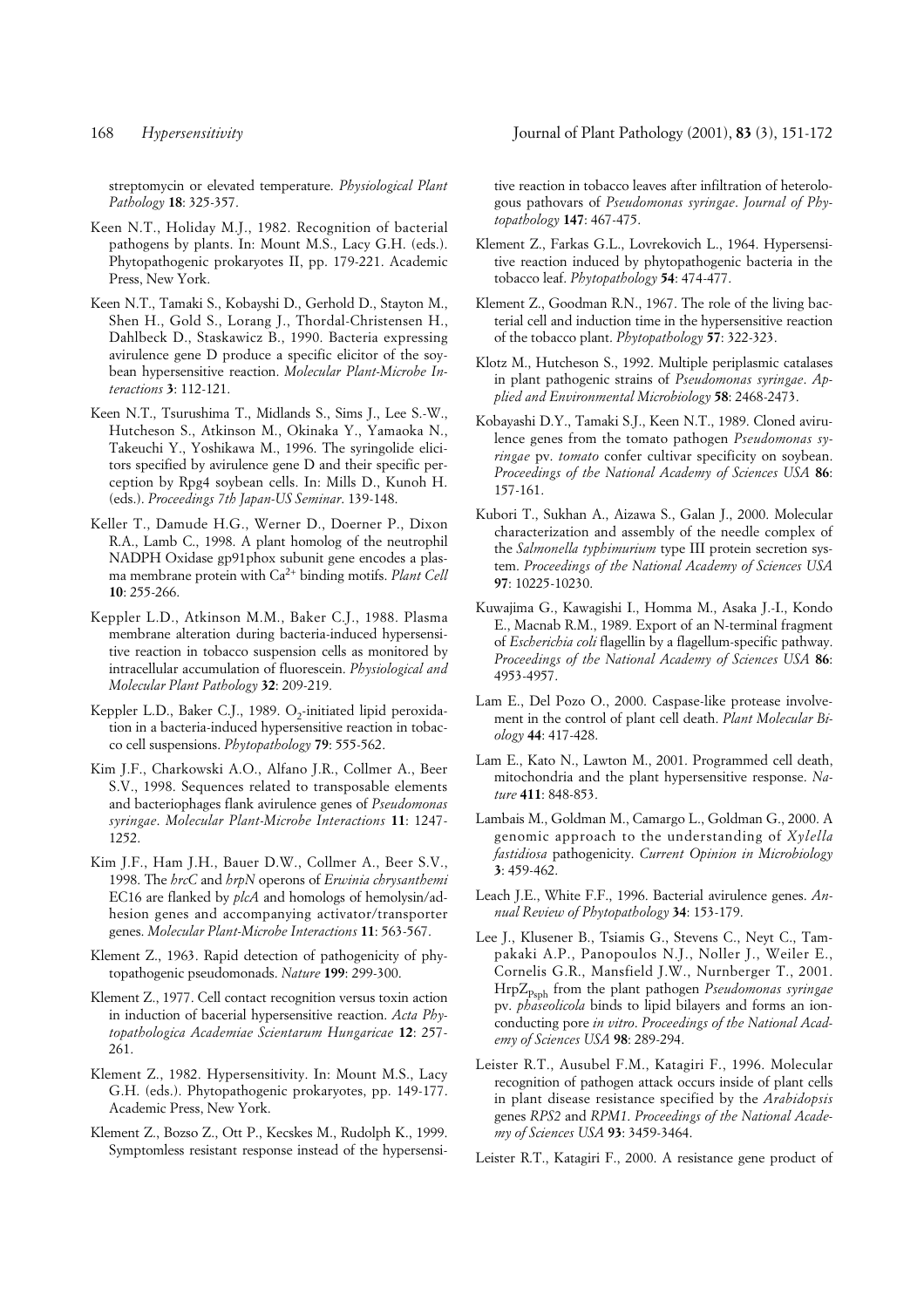streptomycin or elevated temperature. *Physiological Plant Pathology* **18**: 325-357.

Keen N.T., Holiday M.J., 1982. Recognition of bacterial pathogens by plants. In: Mount M.S., Lacy G.H. (eds.). Phytopathogenic prokaryotes II, pp. 179-221. Academic Press, New York.

Keen N.T., Tamaki S., Kobayshi D., Gerhold D., Stayton M., Shen H., Gold S., Lorang J., Thordal-Christensen H., Dahlbeck D., Staskawicz B., 1990. Bacteria expressing avirulence gene D produce a specific elicitor of the soybean hypersensitive reaction. *Molecular Plant-Microbe Interactions* **3**: 112-121.

Keen N.T., Tsurushima T., Midlands S., Sims J., Lee S.-W., Hutcheson S., Atkinson M., Okinaka Y., Yamaoka N., Takeuchi Y., Yoshikawa M., 1996. The syringolide elicitors specified by avirulence gene D and their specific perception by Rpg4 soybean cells. In: Mills D., Kunoh H. (eds.). *Proceedings 7th Japan-US Seminar*. 139-148.

Keller T., Damude H.G., Werner D., Doerner P., Dixon R.A., Lamb C., 1998. A plant homolog of the neutrophil NADPH Oxidase gp91phox subunit gene encodes a plasma membrane protein with $Ca^{2+}$ binding motifs. *Plant Cell* **10**: 255-266.

Keppler L.D., Atkinson M.M., Baker C.J., 1988. Plasma membrane alteration during bacteria-induced hypersensitive reaction in tobacco suspension cells as monitored by intracellular accumulation of fluorescein. *Physiological and Molecular Plant Pathology* **32**: 209-219.

Keppler L.D., Baker C.J., 1989. $O_2$-initiated lipid peroxidation in a bacteria-induced hypersensitive reaction in tobacco cell suspensions. *Phytopathology* **79**: 555-562.

Kim J.F., Charkowski A.O., Alfano J.R., Collmer A., Beer S.V., 1998. Sequences related to transposable elements and bacteriophages flank avirulence genes of *Pseudomonas syringae*. *Molecular Plant-Microbe Interactions* **11**: 1247-1252.

Kim J.F., Ham J.H., Bauer D.W., Collmer A., Beer S.V., 1998. The *hrcC* and *hrpN* operons of *Erwinia chrysanthemi* EC16 are flanked by *plcA* and homologs of hemolysin/adhesion genes and accompanying activator/transporter genes. *Molecular Plant-Microbe Interactions* **11**: 563-567.

Klement Z., 1963. Rapid detection of pathogenicity of phytopathogenic pseudomonads. *Nature* **199**: 299-300.

Klement Z., 1977. Cell contact recognition versus toxin action in induction of bacerial hypersensitive reaction. *Acta Phytopathologica Academiae Scientarum Hungaricae* **12**: 257-261.

Klement Z., 1982. Hypersensitivity. In: Mount M.S., Lacy G.H. (eds.). Phytopathogenic prokaryotes, pp. 149-177. Academic Press, New York.

Klement Z., Bozso Z., Ott P., Kecskes M., Rudolph K., 1999. Symptomless resistant response instead of the hypersensitive reaction in tobacco leaves after infiltration of heterologous pathovars of *Pseudomonas syringae*. *Journal of Phytopathology* **147**: 467-475.

Klement Z., Farkas G.L., Lovrekovich L., 1964. Hypersensitive reaction induced by phytopathogenic bacteria in the tobacco leaf. *Phytopathology* **54**: 474-477.

Klement Z., Goodman R.N., 1967. The role of the living bacterial cell and induction time in the hypersensitive reaction of the tobacco plant. *Phytopathology* **57**: 322-323.

Klotz M., Hutcheson S., 1992. Multiple periplasmic catalases in plant pathogenic strains of *Pseudomonas syringae*. *Applied and Environmental Microbiology* **58**: 2468-2473.

Kobayashi D.Y., Tamaki S.J., Keen N.T., 1989. Cloned avirulence genes from the tomato pathogen *Pseudomonas syringae* pv. *tomato* confer cultivar specificity on soybean. *Proceedings of the National Academy of Sciences USA* **86**: 157-161.

Kubori T., Sukhan A., Aizawa S., Galan J., 2000. Molecular characterization and assembly of the needle complex of the *Salmonella typhimurium* type III protein secretion system. *Proceedings of the National Academy of Sciences USA* **97**: 10225-10230.

Kuwajima G., Kawagishi I., Homma M., Asaka J.-I., Kondo E., Macnab R.M., 1989. Export of an N-terminal fragment of *Escherichia coli* flagellin by a flagellum-specific pathway. *Proceedings of the National Academy of Sciences USA* **86**: 4953-4957.

Lam E., Del Pozo O., 2000. Caspase-like protease involvement in the control of plant cell death. *Plant Molecular Biology* **44**: 417-428.

Lam E., Kato N., Lawton M., 2001. Programmed cell death, mitochondria and the plant hypersensitive response. *Nature* **411**: 848-853.

Lambais M., Goldman M., Camargo L., Goldman G., 2000. A genomic approach to the understanding of *Xylella fastidiosa* pathogenicity. *Current Opinion in Microbiology* **3**: 459-462.

Leach J.E., White F.F., 1996. Bacterial avirulence genes. *Annual Review of Phytopathology* **34**: 153-179.

Lee J., Klusener B., Tsiamis G., Stevens C., Neyt C., Tampakaki A.P., Panopoulos N.J., Noller J., Weiler E., Cornelis G.R., Mansfield J.W., Nurnberger T., 2001. $HrpZ_{Psph}$ from the plant pathogen *Pseudomonas syringae* pv. *phaseolicola* binds to lipid bilayers and forms an ion-conducting pore *in vitro*. *Proceedings of the National Academy of Sciences USA* **98**: 289-294.

Leister R.T., Ausubel F.M., Katagiri F., 1996. Molecular recognition of pathogen attack occurs inside of plant cells in plant disease resistance specified by the *Arabidopsis* genes *RPS2* and *RPM1*. *Proceedings of the National Academy of Sciences USA* **93**: 3459-3464.

Leister R.T., Katagiri F., 2000. A resistance gene product of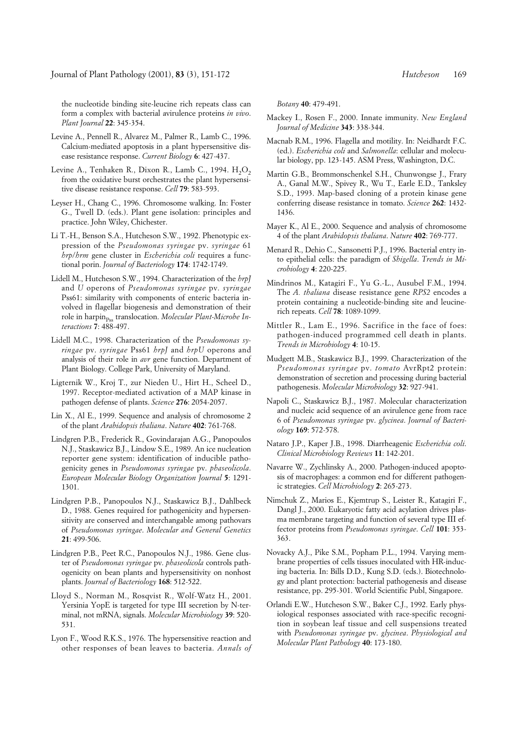the nucleotide binding site-leucine rich repeats class can form a complex with bacterial avirulence proteins *in vivo*. *Plant Journal* **22**: 345-354.

Levine A., Pennell R., Alvarez M., Palmer R., Lamb C., 1996. Calcium-mediated apoptosis in a plant hypersensitive disease resistance response. *Current Biology* **6**: 427-437.

Levine A., Tenhaken R., Dixon R., Lamb C., 1994. $H_2O_2$ from the oxidative burst orchestrates the plant hypersensitive disease resistance response. *Cell* **79**: 583-593.

Leyser H., Chang C., 1996. Chromosome walking. In: Foster G., Twell D. (eds.). Plant gene isolation: principles and practice. John Wiley, Chichester.

Li T.-H., Benson S.A., Hutcheson S.W., 1992. Phenotypic expression of the *Pseudomonas syringae* pv. *syringae* 61 *hrp/hrm* gene cluster in *Escherichia coli* requires a functional porin. *Journal of Bacteriology* **174**: 1742-1749.

Lidell M., Hutcheson S.W., 1994. Characterization of the *hrpJ* and *U* operons of *Pseudomonas syringae* pv. *syringae* Pss61: similarity with components of enteric bacteria involved in flagellar biogenesis and demonstration of their role in harpin$_{Pss}$ translocation. *Molecular Plant-Microbe Interactions* **7**: 488-497.

Lidell M.C., 1998. Characterization of the *Pseudomonas syringae* pv. *syringae* Pss61 *hrpJ* and *hrpU* operons and analysis of their role in *avr* gene function. Department of Plant Biology. College Park, University of Maryland.

Ligternik W., Kroj T., zur Nieden U., Hirt H., Scheel D., 1997. Receptor-mediated activation of a MAP kinase in pathogen defense of plants. *Science* **276**: 2054-2057.

Lin X., Al E., 1999. Sequence and analysis of chromosome 2 of the plant *Arabidopsis thaliana*. *Nature* **402**: 761-768.

Lindgren P.B., Frederick R., Govindarajan A.G., Panopoulos N.J., Staskawicz B.J., Lindow S.E., 1989. An ice nucleation reporter gene system: identification of inducible pathogenicity genes in *Pseudomonas syringae* pv. *phaseolicola*. *European Molecular Biology Organization Journal* **5**: 1291-1301.

Lindgren P.B., Panopoulos N.J., Staskawicz B.J., Dahlbeck D., 1988. Genes required for pathogenicity and hypersensitivity are conserved and interchangable among pathovars of *Pseudomonas syringae*. *Molecular and General Genetics* **21**: 499-506.

Lindgren P.B., Peet R.C., Panopoulos N.J., 1986. Gene cluster of *Pseudomonas syringae* pv. *phaseolicola* controls pathogenicity on bean plants and hypersensitivity on nonhost plants. *Journal of Bacteriology* **168**: 512-522.

Lloyd S., Norman M., Rosqvist R., Wolf-Watz H., 2001. Yersinia YopE is targeted for type III secretion by N-terminal, not mRNA, signals. *Molecular Microbiology* **39**: 520-531.

Lyon F., Wood R.K.S., 1976. The hypersensitive reaction and other responses of bean leaves to bacteria. *Annals of Botany* **40**: 479-491.

Mackey I., Rosen F., 2000. Innate immunity. *New England Journal of Medicine* **343**: 338-344.

Macnab R.M., 1996. Flagella and motility. In: Neidhardt F.C. (ed.). *Escherichia coli* and *Salmonella*: cellular and molecular biology, pp. 123-145. ASM Press, Washington, D.C.

Martin G.B., Brommonschenkel S.H., Chunwongse J., Frary A., Ganal M.W., Spivey R., Wu T., Earle E.D., Tanksley S.D., 1993. Map-based cloning of a protein kinase gene conferring disease resistance in tomato. *Science* **262**: 1432-1436.

Mayer K., Al E., 2000. Sequence and analysis of chromosome 4 of the plant *Arabidopsis thaliana*. *Nature* **402**: 769-777.

Menard R., Dehio C., Sansonetti P.J., 1996. Bacterial entry into epithelial cells: the paradigm of *Shigella*. *Trends in Microbiology* **4**: 220-225.

Mindrinos M., Katagiri F., Yu G.-L., Ausubel F.M., 1994. The *A. thaliana* disease resistance gene *RPS2* encodes a protein containing a nucleotide-binding site and leucine-rich repeats. *Cell* **78**: 1089-1099.

Mittler R., Lam E., 1996. Sacrifice in the face of foes: pathogen-induced programmed cell death in plants. *Trends in Microbiology* **4**: 10-15.

Mudgett M.B., Staskawicz B.J., 1999. Characterization of the *Pseudomonas syringae* pv. *tomato* AvrRpt2 protein: demonstration of secretion and processing during bacterial pathogenesis. *Molecular Microbiology* **32**: 927-941.

Napoli C., Staskawicz B.J., 1987. Molecular characterization and nucleic acid sequence of an avirulence gene from race 6 of *Pseudomonas syringae* pv. *glycinea*. *Journal of Bacteriology* **169**: 572-578.

Nataro J.P., Kaper J.B., 1998. Diarrheagenic *Escherichia coli*. *Clinical Microbiology Reviews* **11**: 142-201.

Navarre W., Zychlinsky A., 2000. Pathogen-induced apoptosis of macrophages: a common end for different pathogenic strategies. *Cell Microbiology* **2**: 265-273.

Nimchuk Z., Marios E., Kjemtrup S., Leister R., Katagiri F., Dangl J., 2000. Eukaryotic fatty acid acylation drives plasma membrane targeting and function of several type III effector proteins from *Pseudomonas syringae*. *Cell* **101**: 353-363.

Novacky A.J., Pike S.M., Popham P.L., 1994. Varying membrane properties of cells tissues inoculated with HR-inducing bacteria. In: Bills D.D., Kung S.D. (eds.). Biotechnology and plant protection: bacterial pathogenesis and disease resistance, pp. 295-301. World Scientific Publ, Singapore.

Orlandi E.W., Hutcheson S.W., Baker C.J., 1992. Early physiological responses associated with race-specific recognition in soybean leaf tissue and cell suspensions treated with *Pseudomonas syringae* pv. *glycinea*. *Physiological and Molecular Plant Pathology* **40**: 173-180.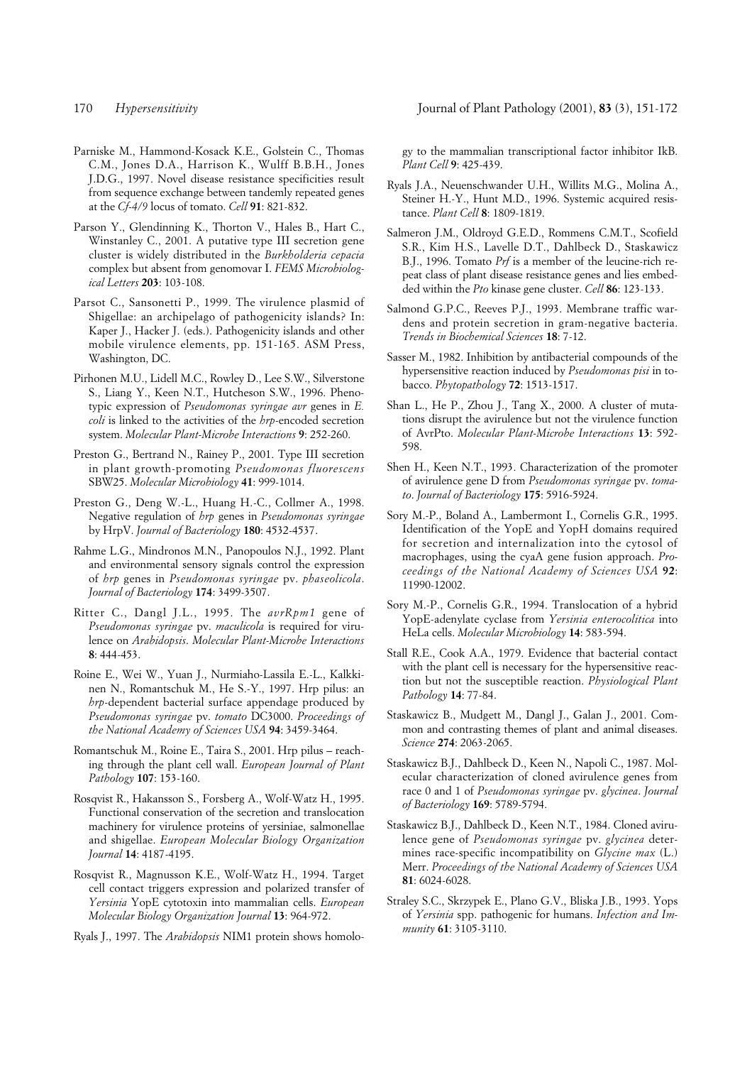Parniske M., Hammond-Kosack K.E., Golstein C., Thomas C.M., Jones D.A., Harrison K., Wulff B.B.H., Jones J.D.G., 1997. Novel disease resistance specificities result from sequence exchange between tandemly repeated genes at the *Cf-4/9* locus of tomato. *Cell* **91**: 821-832.

Parson Y., Glendinning K., Thorton V., Hales B., Hart C., Winstanley C., 2001. A putative type III secretion gene cluster is widely distributed in the *Burkholderia cepacia* complex but absent from genomovar I. *FEMS Microbiological Letters* **203**: 103-108.

Parsot C., Sansonetti P., 1999. The virulence plasmid of Shigellae: an archipelago of pathogenicity islands? In: Kaper J., Hacker J. (eds.). Pathogenicity islands and other mobile virulence elements, pp. 151-165. ASM Press, Washington, DC.

Pirhonen M.U., Lidell M.C., Rowley D., Lee S.W., Silverstone S., Liang Y., Keen N.T., Hutcheson S.W., 1996. Phenotypic expression of *Pseudomonas syringae avr* genes in *E. coli* is linked to the activities of the *hrp*-encoded secretion system. *Molecular Plant-Microbe Interactions* **9**: 252-260.

Preston G., Bertrand N., Rainey P., 2001. Type III secretion in plant growth-promoting *Pseudomonas fluorescens* SBW25. *Molecular Microbiology* **41**: 999-1014.

Preston G., Deng W.-L., Huang H.-C., Collmer A., 1998. Negative regulation of *hrp* genes in *Pseudomonas syringae* by HrpV. *Journal of Bacteriology* **180**: 4532-4537.

Rahme L.G., Mindronos M.N., Panopoulos N.J., 1992. Plant and environmental sensory signals control the expression of *hrp* genes in *Pseudomonas syringae* pv. *phaseolicola*. *Journal of Bacteriology* **174**: 3499-3507.

Ritter C., Dangl J.L., 1995. The *avrRpm1* gene of *Pseudomonas syringae* pv. *maculicola* is required for virulence on *Arabidopsis*. *Molecular Plant-Microbe Interactions* **8**: 444-453.

Roine E., Wei W., Yuan J., Nurmiaho-Lassila E.-L., Kalkkinen N., Romantschuk M., He S.-Y., 1997. Hrp pilus: an *hrp*-dependent bacterial surface appendage produced by *Pseudomonas syringae* pv. *tomato* DC3000. *Proceedings of the National Academy of Sciences USA* **94**: 3459-3464.

Romantschuk M., Roine E., Taira S., 2001. Hrp pilus – reaching through the plant cell wall. *European Journal of Plant Pathology* **107**: 153-160.

Rosqvist R., Hakansson S., Forsberg A., Wolf-Watz H., 1995. Functional conservation of the secretion and translocation machinery for virulence proteins of yersiniae, salmonellae and shigellae. *European Molecular Biology Organization Journal* **14**: 4187-4195.

Rosqvist R., Magnusson K.E., Wolf-Watz H., 1994. Target cell contact triggers expression and polarized transfer of *Yersinia* YopE cytotoxin into mammalian cells. *European Molecular Biology Organization Journal* **13**: 964-972.

Ryals J., 1997. The *Arabidopsis* NIM1 protein shows homology to the mammalian transcriptional factor inhibitor IkB. *Plant Cell* **9**: 425-439.

Ryals J.A., Neuenschwander U.H., Willits M.G., Molina A., Steiner H.-Y., Hunt M.D., 1996. Systemic acquired resistance. *Plant Cell* **8**: 1809-1819.

Salmeron J.M., Oldroyd G.E.D., Rommens C.M.T., Scofield S.R., Kim H.S., Lavelle D.T., Dahlbeck D., Staskawicz B.J., 1996. Tomato *Prf* is a member of the leucine-rich repeat class of plant disease resistance genes and lies embedded within the *Pto* kinase gene cluster. *Cell* **86**: 123-133.

Salmond G.P.C., Reeves P.J., 1993. Membrane traffic wardens and protein secretion in gram-negative bacteria. *Trends in Biochemical Sciences* **18**: 7-12.

Sasser M., 1982. Inhibition by antibacterial compounds of the hypersensitive reaction induced by *Pseudomonas pisi* in tobacco. *Phytopathology* **72**: 1513-1517.

Shan L., He P., Zhou J., Tang X., 2000. A cluster of mutations disrupt the avirulence but not the virulence function of AvrPto. *Molecular Plant-Microbe Interactions* **13**: 592-598.

Shen H., Keen N.T., 1993. Characterization of the promoter of avirulence gene D from *Pseudomonas syringae* pv. *tomato*. *Journal of Bacteriology* **175**: 5916-5924.

Sory M.-P., Boland A., Lambermont I., Cornelis G.R., 1995. Identification of the YopE and YopH domains required for secretion and internalization into the cytosol of macrophages, using the cyaA gene fusion approach. *Proceedings of the National Academy of Sciences USA* **92**: 11990-12002.

Sory M.-P., Cornelis G.R., 1994. Translocation of a hybrid YopE-adenylate cyclase from *Yersinia enterocolitica* into HeLa cells. *Molecular Microbiology* **14**: 583-594.

Stall R.E., Cook A.A., 1979. Evidence that bacterial contact with the plant cell is necessary for the hypersensitive reaction but not the susceptible reaction. *Physiological Plant Pathology* **14**: 77-84.

Staskawicz B., Mudgett M., Dangl J., Galan J., 2001. Common and contrasting themes of plant and animal diseases. *Science* **274**: 2063-2065.

Staskawicz B.J., Dahlbeck D., Keen N., Napoli C., 1987. Molecular characterization of cloned avirulence genes from race 0 and 1 of *Pseudomonas syringae* pv. *glycinea*. *Journal of Bacteriology* **169**: 5789-5794.

Staskawicz B.J., Dahlbeck D., Keen N.T., 1984. Cloned avirulence gene of *Pseudomonas syringae* pv. *glycinea* determines race-specific incompatibility on *Glycine max* (L.) Merr. *Proceedings of the National Academy of Sciences USA* **81**: 6024-6028.

Straley S.C., Skrzypek E., Plano G.V., Bliska J.B., 1993. Yops of *Yersinia* spp. pathogenic for humans. *Infection and Immunity* **61**: 3105-3110.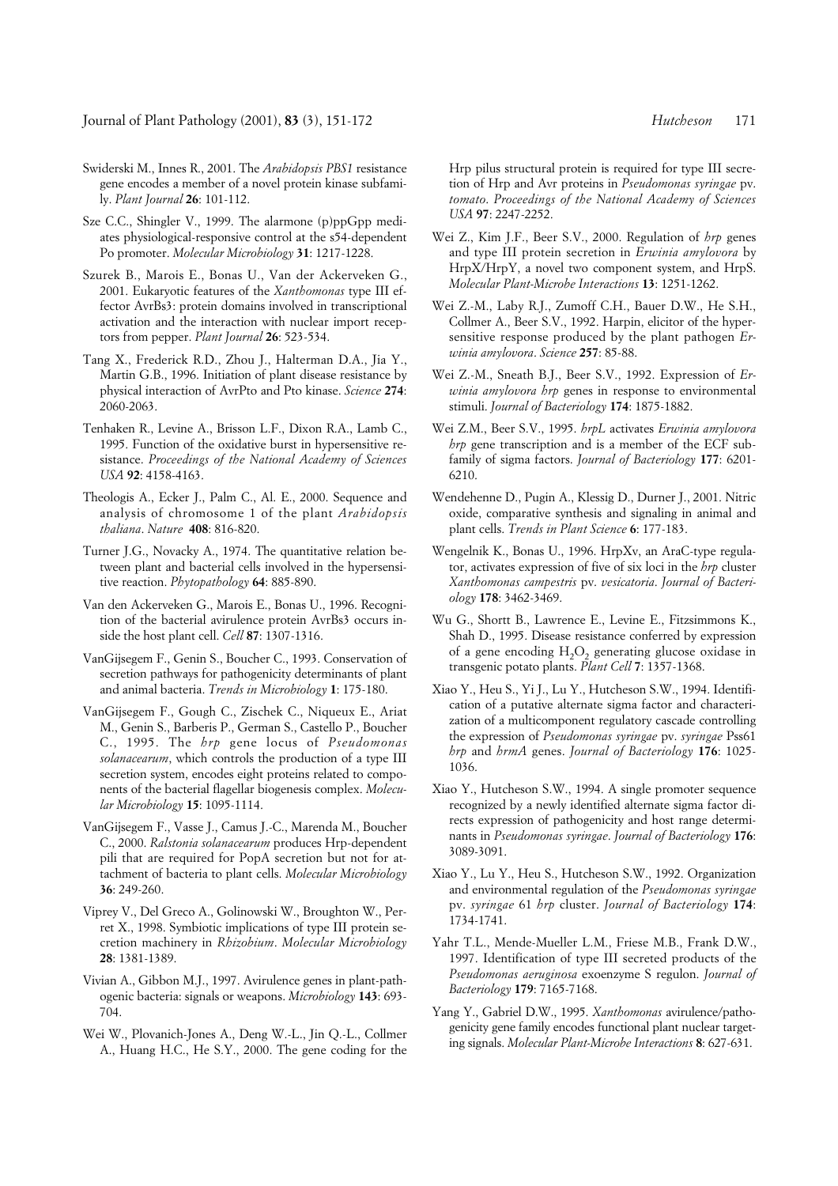Swiderski M., Innes R., 2001. The *Arabidopsis PBS1* resistance gene encodes a member of a novel protein kinase subfamily. *Plant Journal* **26**: 101-112.

Sze C.C., Shingler V., 1999. The alarmone (p)ppGpp mediates physiological-responsive control at the s54-dependent Po promoter. *Molecular Microbiology* **31**: 1217-1228.

Szurek B., Marois E., Bonas U., Van der Ackerveken G., 2001. Eukaryotic features of the *Xanthomonas* type III effector AvrBs3: protein domains involved in transcriptional activation and the interaction with nuclear import receptors from pepper. *Plant Journal* **26**: 523-534.

Tang X., Frederick R.D., Zhou J., Halterman D.A., Jia Y., Martin G.B., 1996. Initiation of plant disease resistance by physical interaction of AvrPto and Pto kinase. *Science* **274**: 2060-2063.

Tenhaken R., Levine A., Brisson L.F., Dixon R.A., Lamb C., 1995. Function of the oxidative burst in hypersensitive resistance. *Proceedings of the National Academy of Sciences USA* **92**: 4158-4163.

Theologis A., Ecker J., Palm C., Al. E., 2000. Sequence and analysis of chromosome 1 of the plant *Arabidopsis thaliana*. *Nature* **408**: 816-820.

Turner J.G., Novacky A., 1974. The quantitative relation between plant and bacterial cells involved in the hypersensitive reaction. *Phytopathology* **64**: 885-890.

Van den Ackerveken G., Marois E., Bonas U., 1996. Recognition of the bacterial avirulence protein AvrBs3 occurs inside the host plant cell. *Cell* **87**: 1307-1316.

VanGijsegem F., Genin S., Boucher C., 1993. Conservation of secretion pathways for pathogenicity determinants of plant and animal bacteria. *Trends in Microbiology* **1**: 175-180.

VanGijsegem F., Gough C., Zischek C., Niqueux E., Ariat M., Genin S., Barberis P., German S., Castello P., Boucher C., 1995. The *hrp* gene locus of *Pseudomonas solanacearum*, which controls the production of a type III secretion system, encodes eight proteins related to components of the bacterial flagellar biogenesis complex. *Molecular Microbiology* **15**: 1095-1114.

VanGijsegem F., Vasse J., Camus J.-C., Marenda M., Boucher C., 2000. *Ralstonia solanacearum* produces Hrp-dependent pili that are required for PopA secretion but not for attachment of bacteria to plant cells. *Molecular Microbiology* **36**: 249-260.

Viprey V., Del Greco A., Golinowski W., Broughton W., Perret X., 1998. Symbiotic implications of type III protein secretion machinery in *Rhizobium*. *Molecular Microbiology* **28**: 1381-1389.

Vivian A., Gibbon M.J., 1997. Avirulence genes in plant-pathogenic bacteria: signals or weapons. *Microbiology* **143**: 693-704.

Wei W., Plovanich-Jones A., Deng W.-L., Jin Q.-L., Collmer A., Huang H.C., He S.Y., 2000. The gene coding for the Hrp pilus structural protein is required for type III secretion of Hrp and Avr proteins in *Pseudomonas syringae* pv. *tomato*. *Proceedings of the National Academy of Sciences USA* **97**: 2247-2252.

Wei Z., Kim J.F., Beer S.V., 2000. Regulation of *hrp* genes and type III protein secretion in *Erwinia amylovora* by HrpX/HrpY, a novel two component system, and HrpS. *Molecular Plant-Microbe Interactions* **13**: 1251-1262.

Wei Z.-M., Laby R.J., Zumoff C.H., Bauer D.W., He S.H., Collmer A., Beer S.V., 1992. Harpin, elicitor of the hypersensitive response produced by the plant pathogen *Erwinia amylovora*. *Science* **257**: 85-88.

Wei Z.-M., Sneath B.J., Beer S.V., 1992. Expression of *Erwinia amylovora hrp* genes in response to environmental stimuli. *Journal of Bacteriology* **174**: 1875-1882.

Wei Z.M., Beer S.V., 1995. *hrpL* activates *Erwinia amylovora hrp* gene transcription and is a member of the ECF subfamily of sigma factors. *Journal of Bacteriology* **177**: 6201-6210.

Wendehenne D., Pugin A., Klessig D., Durner J., 2001. Nitric oxide, comparative synthesis and signaling in animal and plant cells. *Trends in Plant Science* **6**: 177-183.

Wengelnik K., Bonas U., 1996. HrpXv, an AraC-type regulator, activates expression of five of six loci in the *hrp* cluster *Xanthomonas campestris* pv. *vesicatoria*. *Journal of Bacteriology* **178**: 3462-3469.

Wu G., Shortt B., Lawrence E., Levine E., Fitzsimmons K., Shah D., 1995. Disease resistance conferred by expression of a gene encoding $H_2O_2$ generating glucose oxidase in transgenic potato plants. *Plant Cell* **7**: 1357-1368.

Xiao Y., Heu S., Yi J., Lu Y., Hutcheson S.W., 1994. Identification of a putative alternate sigma factor and characterization of a multicomponent regulatory cascade controlling the expression of *Pseudomonas syringae* pv. *syringae* Pss61 *hrp* and *hrmA* genes. *Journal of Bacteriology* **176**: 1025-1036.

Xiao Y., Hutcheson S.W., 1994. A single promoter sequence recognized by a newly identified alternate sigma factor directs expression of pathogenicity and host range determinants in *Pseudomonas syringae*. *Journal of Bacteriology* **176**: 3089-3091.

Xiao Y., Lu Y., Heu S., Hutcheson S.W., 1992. Organization and environmental regulation of the *Pseudomonas syringae* pv. *syringae* 61 *hrp* cluster. *Journal of Bacteriology* **174**: 1734-1741.

Yahr T.L., Mende-Mueller L.M., Friese M.B., Frank D.W., 1997. Identification of type III secreted products of the *Pseudomonas aeruginosa* exoenzyme S regulon. *Journal of Bacteriology* **179**: 7165-7168.

Yang Y., Gabriel D.W., 1995. *Xanthomonas* avirulence/pathogenicity gene family encodes functional plant nuclear targeting signals. *Molecular Plant-Microbe Interactions* **8**: 627-631.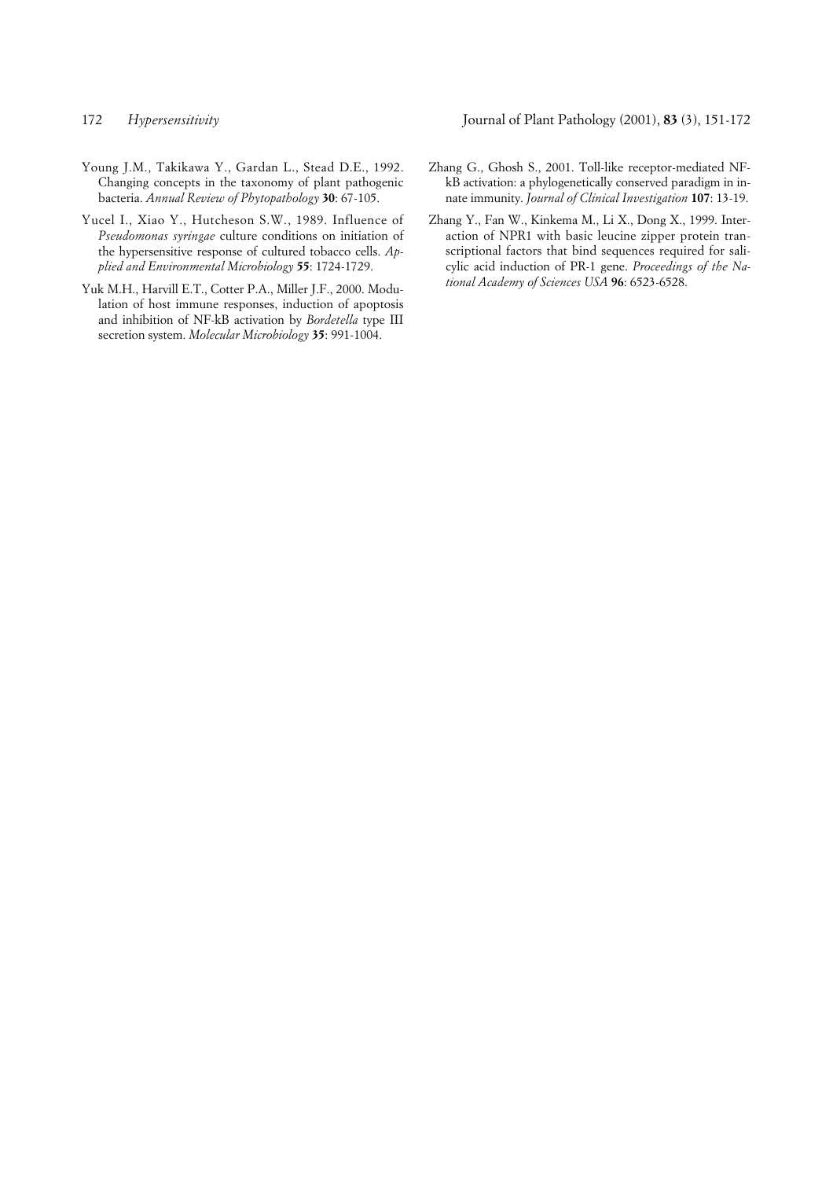Young J.M., Takikawa Y., Gardan L., Stead D.E., 1992. Changing concepts in the taxonomy of plant pathogenic bacteria. *Annual Review of Phytopathology* **30**: 67-105.

Yucel I., Xiao Y., Hutcheson S.W., 1989. Influence of *Pseudomonas syringae* culture conditions on initiation of the hypersensitive response of cultured tobacco cells. *Applied and Environmental Microbiology* **55**: 1724-1729.

Yuk M.H., Harvill E.T., Cotter P.A., Miller J.F., 2000. Modulation of host immune responses, induction of apoptosis and inhibition of NF-kB activation by *Bordetella* type III secretion system. *Molecular Microbiology* **35**: 991-1004.

Zhang G., Ghosh S., 2001. Toll-like receptor-mediated NF-kB activation: a phylogenetically conserved paradigm in innate immunity. *Journal of Clinical Investigation* **107**: 13-19.

Zhang Y., Fan W., Kinkema M., Li X., Dong X., 1999. Interaction of NPR1 with basic leucine zipper protein transcriptional factors that bind sequences required for salicylic acid induction of PR-1 gene. *Proceedings of the National Academy of Sciences USA* **96**: 6523-6528.